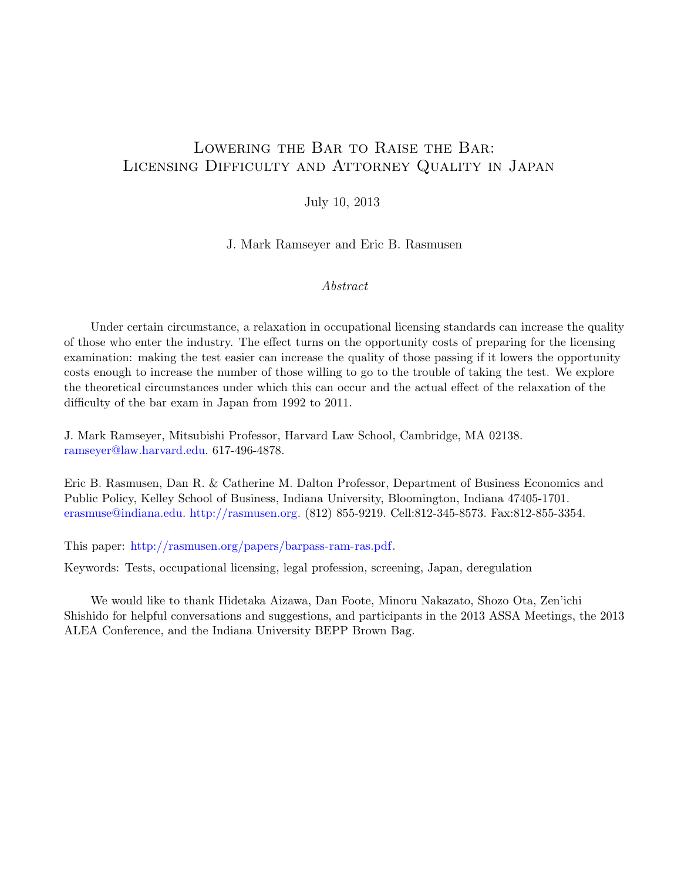# Lowering the Bar to Raise the Bar: Licensing Difficulty and Attorney Quality in Japan

July 10, 2013

J. Mark Ramseyer and Eric B. Rasmusen

*Abstract*

Under certain circumstance, a relaxation in occupational licensing standards can increase the quality of those who enter the industry. The effect turns on the opportunity costs of preparing for the licensing examination: making the test easier can increase the quality of those passing if it lowers the opportunity costs enough to increase the number of those willing to go to the trouble of taking the test. We explore the theoretical circumstances under which this can occur and the actual effect of the relaxation of the difficulty of the bar exam in Japan from 1992 to 2011.

J. Mark Ramseyer, Mitsubishi Professor, Harvard Law School, Cambridge, MA 02138. ramseyer@law.harvard.edu. 617-496-4878.

Eric B. Rasmusen, Dan R. & Catherine M. Dalton Professor, Department of Business Economics and Public Policy, Kelley School of Business, Indiana University, Bloomington, Indiana 47405-1701. erasmuse@indiana.edu. http://rasmusen.org. (812) 855-9219. Cell:812-345-8573. Fax:812-855-3354.

This paper: http://rasmusen.org/papers/barpass-ram-ras.pdf.

Keywords: Tests, occupational licensing, legal profession, screening, Japan, deregulation

We would like to thank Hidetaka Aizawa, Dan Foote, Minoru Nakazato, Shozo Ota, Zen'ichi Shishido for helpful conversations and suggestions, and participants in the 2013 ASSA Meetings, the 2013 ALEA Conference, and the Indiana University BEPP Brown Bag.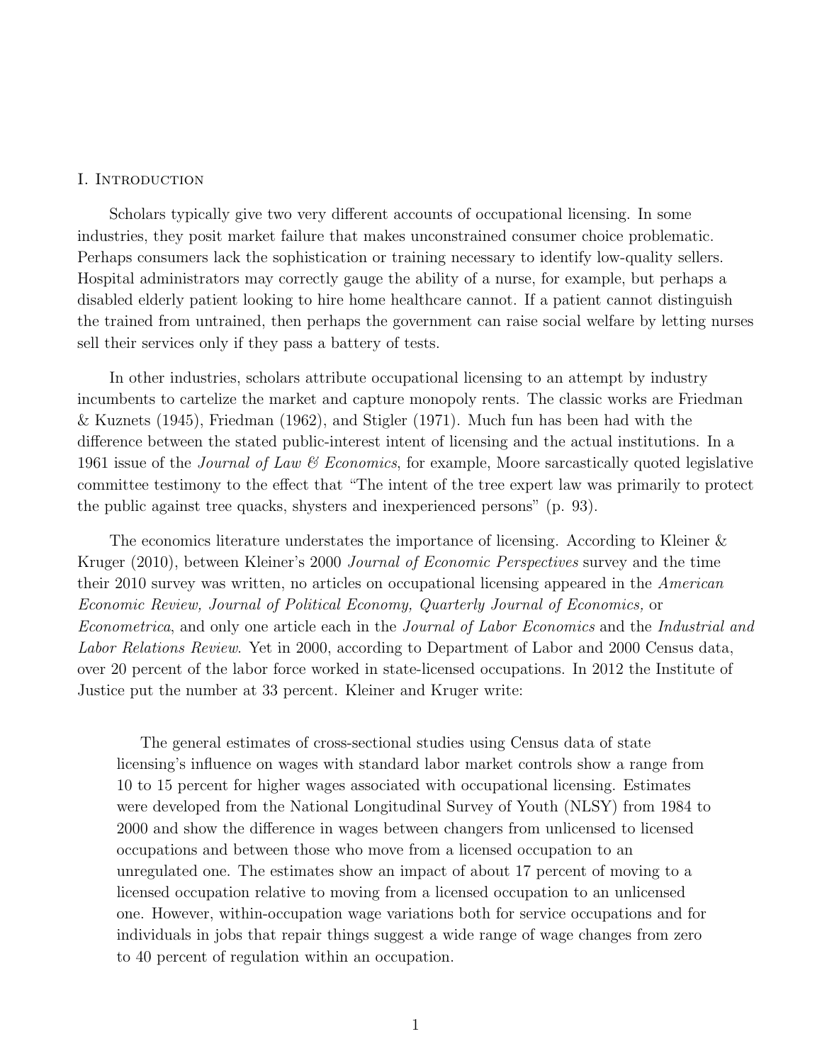## I. Introduction

Scholars typically give two very different accounts of occupational licensing. In some industries, they posit market failure that makes unconstrained consumer choice problematic. Perhaps consumers lack the sophistication or training necessary to identify low-quality sellers. Hospital administrators may correctly gauge the ability of a nurse, for example, but perhaps a disabled elderly patient looking to hire home healthcare cannot. If a patient cannot distinguish the trained from untrained, then perhaps the government can raise social welfare by letting nurses sell their services only if they pass a battery of tests.

In other industries, scholars attribute occupational licensing to an attempt by industry incumbents to cartelize the market and capture monopoly rents. The classic works are Friedman & Kuznets (1945), Friedman (1962), and Stigler (1971). Much fun has been had with the difference between the stated public-interest intent of licensing and the actual institutions. In a 1961 issue of the *Journal of Law & Economics*, for example, Moore sarcastically quoted legislative committee testimony to the effect that "The intent of the tree expert law was primarily to protect the public against tree quacks, shysters and inexperienced persons" (p. 93).

The economics literature understates the importance of licensing. According to Kleiner & Kruger (2010), between Kleiner's 2000 *Journal of Economic Perspectives* survey and the time their 2010 survey was written, no articles on occupational licensing appeared in the *American Economic Review, Journal of Political Economy, Quarterly Journal of Economics,* or *Econometrica*, and only one article each in the *Journal of Labor Economics* and the *Industrial and Labor Relations Review*. Yet in 2000, according to Department of Labor and 2000 Census data, over 20 percent of the labor force worked in state-licensed occupations. In 2012 the Institute of Justice put the number at 33 percent. Kleiner and Kruger write:

> The general estimates of cross-sectional studies using Census data of state licensing's influence on wages with standard labor market controls show a range from 10 to 15 percent for higher wages associated with occupational licensing. Estimates were developed from the National Longitudinal Survey of Youth (NLSY) from 1984 to 2000 and show the difference in wages between changers from unlicensed to licensed occupations and between those who move from a licensed occupation to an unregulated one. The estimates show an impact of about 17 percent of moving to a licensed occupation relative to moving from a licensed occupation to an unlicensed one. However, within-occupation wage variations both for service occupations and for individuals in jobs that repair things suggest a wide range of wage changes from zero to 40 percent of regulation within an occupation.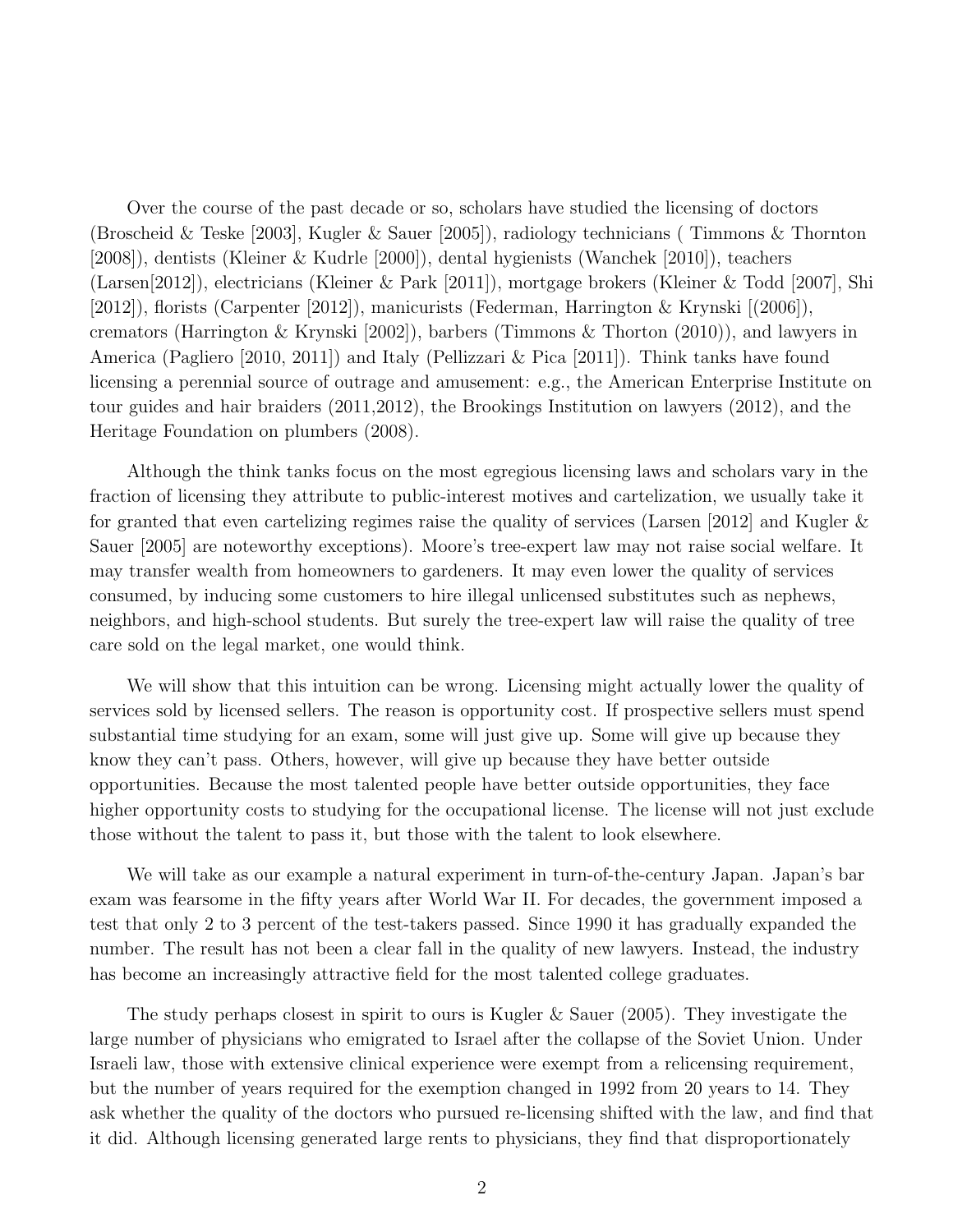Over the course of the past decade or so, scholars have studied the licensing of doctors (Broscheid & Teske [2003], Kugler & Sauer [2005]), radiology technicians ( Timmons & Thornton [2008]), dentists (Kleiner & Kudrle [2000]), dental hygienists (Wanchek [2010]), teachers (Larsen[2012]), electricians (Kleiner & Park [2011]), mortgage brokers (Kleiner & Todd [2007], Shi [2012]), florists (Carpenter [2012]), manicurists (Federman, Harrington & Krynski [(2006]), cremators (Harrington & Krynski [2002]), barbers (Timmons & Thorton (2010)), and lawyers in America (Pagliero [2010, 2011]) and Italy (Pellizzari & Pica [2011]). Think tanks have found licensing a perennial source of outrage and amusement: e.g., the American Enterprise Institute on tour guides and hair braiders (2011,2012), the Brookings Institution on lawyers (2012), and the Heritage Foundation on plumbers (2008).

Although the think tanks focus on the most egregious licensing laws and scholars vary in the fraction of licensing they attribute to public-interest motives and cartelization, we usually take it for granted that even cartelizing regimes raise the quality of services (Larsen [2012] and Kugler & Sauer [2005] are noteworthy exceptions). Moore's tree-expert law may not raise social welfare. It may transfer wealth from homeowners to gardeners. It may even lower the quality of services consumed, by inducing some customers to hire illegal unlicensed substitutes such as nephews, neighbors, and high-school students. But surely the tree-expert law will raise the quality of tree care sold on the legal market, one would think.

We will show that this intuition can be wrong. Licensing might actually lower the quality of services sold by licensed sellers. The reason is opportunity cost. If prospective sellers must spend substantial time studying for an exam, some will just give up. Some will give up because they know they can't pass. Others, however, will give up because they have better outside opportunities. Because the most talented people have better outside opportunities, they face higher opportunity costs to studying for the occupational license. The license will not just exclude those without the talent to pass it, but those with the talent to look elsewhere.

We will take as our example a natural experiment in turn-of-the-century Japan. Japan's bar exam was fearsome in the fifty years after World War II. For decades, the government imposed a test that only 2 to 3 percent of the test-takers passed. Since 1990 it has gradually expanded the number. The result has not been a clear fall in the quality of new lawyers. Instead, the industry has become an increasingly attractive field for the most talented college graduates.

The study perhaps closest in spirit to ours is Kugler & Sauer (2005). They investigate the large number of physicians who emigrated to Israel after the collapse of the Soviet Union. Under Israeli law, those with extensive clinical experience were exempt from a relicensing requirement, but the number of years required for the exemption changed in 1992 from 20 years to 14. They ask whether the quality of the doctors who pursued re-licensing shifted with the law, and find that it did. Although licensing generated large rents to physicians, they find that disproportionately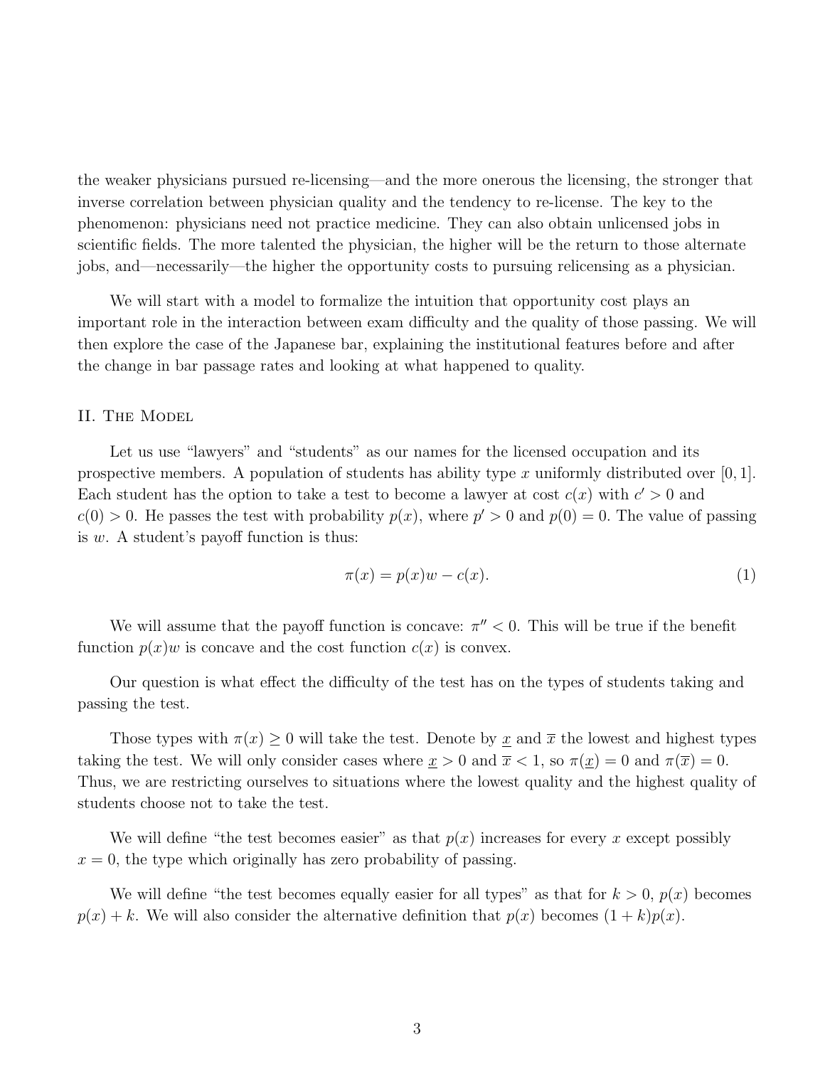the weaker physicians pursued re-licensing—and the more onerous the licensing, the stronger that inverse correlation between physician quality and the tendency to re-license. The key to the phenomenon: physicians need not practice medicine. They can also obtain unlicensed jobs in scientific fields. The more talented the physician, the higher will be the return to those alternate jobs, and—necessarily—the higher the opportunity costs to pursuing relicensing as a physician.

We will start with a model to formalize the intuition that opportunity cost plays an important role in the interaction between exam difficulty and the quality of those passing. We will then explore the case of the Japanese bar, explaining the institutional features before and after the change in bar passage rates and looking at what happened to quality.

## II. The Model

Let us use "lawyers" and "students" as our names for the licensed occupation and its prospective members. A population of students has ability type $x$ uniformly distributed over $[0, 1]$. Each student has the option to take a test to become a lawyer at cost $c(x)$ with $c' > 0$ and $c(0) > 0$. He passes the test with probability $p(x)$, where $p' > 0$ and $p(0) = 0$. The value of passing is $w$. A student's payoff function is thus:

$$\pi(x) = p(x)w - c(x). \tag{1}$$

We will assume that the payoff function is concave: $\pi'' < 0$. This will be true if the benefit function $p(x)w$ is concave and the cost function $c(x)$ is convex.

Our question is what effect the difficulty of the test has on the types of students taking and passing the test.

Those types with $\pi(x) \geq 0$ will take the test. Denote by $\underline{x}$ and $\overline{x}$ the lowest and highest types taking the test. We will only consider cases where $\underline{x} > 0$ and $\overline{x} < 1$, so $\pi(\underline{x}) = 0$ and $\pi(\overline{x}) = 0$. Thus, we are restricting ourselves to situations where the lowest quality and the highest quality of students choose not to take the test.

We will define "the test becomes easier" as that $p(x)$ increases for every $x$ except possibly $x = 0$, the type which originally has zero probability of passing.

We will define "the test becomes equally easier for all types" as that for $k > 0$, $p(x)$ becomes $p(x) + k$. We will also consider the alternative definition that $p(x)$ becomes $(1 + k)p(x)$.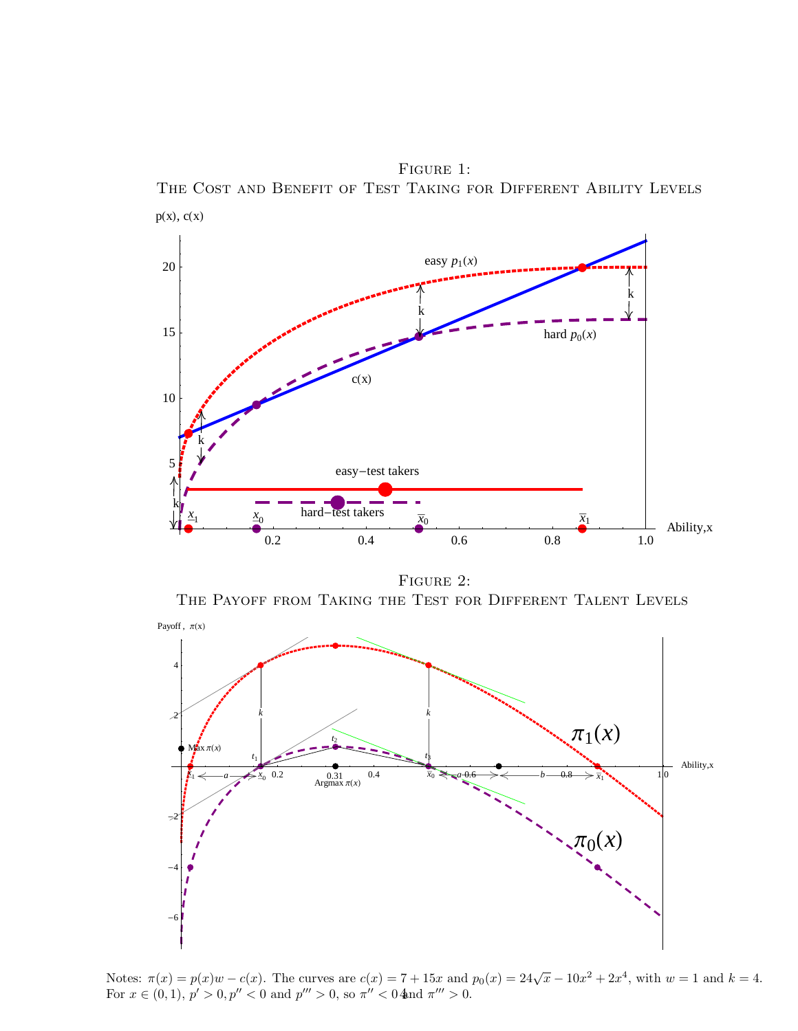Figure 1:
The Cost and Benefit of Test Taking for Different Ability Levels

Figure 2:
The Payoff from Taking the Test for Different Talent Levels

Notes: $\pi(x) = p(x)w - c(x)$. The curves are $c(x) = 7 + 15x$ and $p_0(x) = 24\sqrt{x} - 10x^2 + 2x^4$, with $w = 1$ and $k = 4$. For $x \in (0, 1)$, $p' > 0, p'' < 0$ and $p''' > 0$, so $\pi'' < 0$ and $\pi''' > 0$.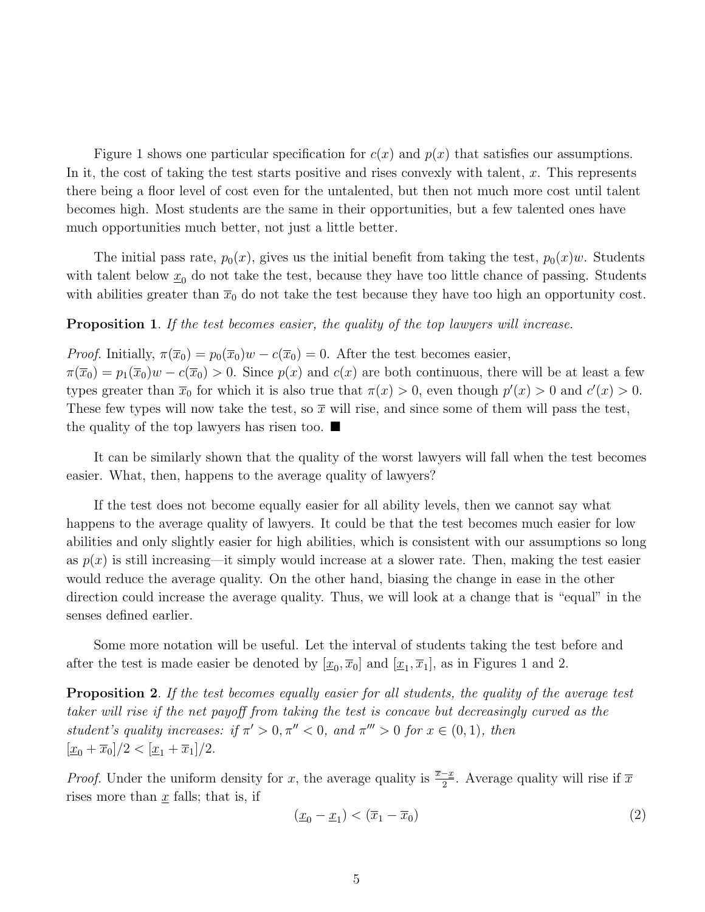Figure 1 shows one particular specification for $c(x)$ and $p(x)$ that satisfies our assumptions. In it, the cost of taking the test starts positive and rises convexly with talent, $x$. This represents there being a floor level of cost even for the untalented, but then not much more cost until talent becomes high. Most students are the same in their opportunities, but a few talented ones have much opportunities much better, not just a little better.

The initial pass rate, $p_0(x)$, gives us the initial benefit from taking the test, $p_0(x)w$. Students with talent below $\underline{x}_0$ do not take the test, because they have too little chance of passing. Students with abilities greater than $\overline{x}_0$ do not take the test because they have too high an opportunity cost.

**Proposition 1**. *If the test becomes easier, the quality of the top lawyers will increase.*

*Proof.* Initially, $\pi(\overline{x}_0) = p_0(\overline{x}_0)w - c(\overline{x}_0) = 0$. After the test becomes easier, $\pi(\overline{x}_0) = p_1(\overline{x}_0)w - c(\overline{x}_0) > 0$. Since $p(x)$ and $c(x)$ are both continuous, there will be at least a few types greater than $\overline{x}_0$ for which it is also true that $\pi(x) > 0$, even though $p'(x) > 0$ and $c'(x) > 0$. These few types will now take the test, so $\overline{x}$ will rise, and since some of them will pass the test, the quality of the top lawyers has risen too. ■

It can be similarly shown that the quality of the worst lawyers will fall when the test becomes easier. What, then, happens to the average quality of lawyers?

If the test does not become equally easier for all ability levels, then we cannot say what happens to the average quality of lawyers. It could be that the test becomes much easier for low abilities and only slightly easier for high abilities, which is consistent with our assumptions so long as $p(x)$ is still increasing—it simply would increase at a slower rate. Then, making the test easier would reduce the average quality. On the other hand, biasing the change in ease in the other direction could increase the average quality. Thus, we will look at a change that is "equal" in the senses defined earlier.

Some more notation will be useful. Let the interval of students taking the test before and after the test is made easier be denoted by $[\underline{x}_0, \overline{x}_0]$ and $[\underline{x}_1, \overline{x}_1]$, as in Figures 1 and 2.

**Proposition 2**. *If the test becomes equally easier for all students, the quality of the average test taker will rise if the net payoff from taking the test is concave but decreasingly curved as the student's quality increases: if $\pi' > 0, \pi'' < 0$, and $\pi''' > 0$ for $x \in (0, 1)$, then $[\underline{x}_0 + \overline{x}_0]/2 < [\underline{x}_1 + \overline{x}_1]/2$.*

*Proof.* Under the uniform density for $x$, the average quality is $\frac{\overline{x} - \underline{x}}{2}$. Average quality will rise if $\overline{x}$ rises more than $\underline{x}$ falls; that is, if

$$(\underline{x}_0 - \underline{x}_1) < (\overline{x}_1 - \overline{x}_0) \tag{2}$$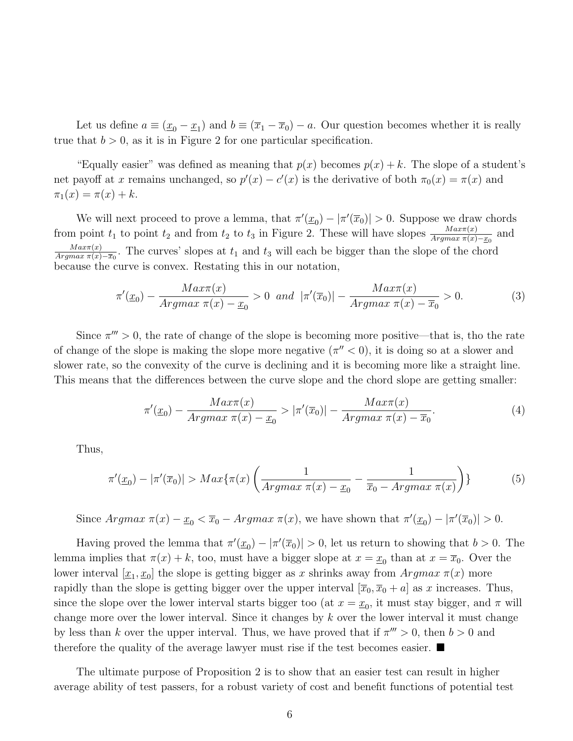Let us define $a \equiv (\underline{x}_0 - \underline{x}_1)$ and $b \equiv (\overline{x}_1 - \overline{x}_0) - a$. Our question becomes whether it is really true that $b > 0$, as it is in Figure 2 for one particular specification.

"Equally easier" was defined as meaning that $p(x)$ becomes $p(x) + k$. The slope of a student's net payoff at $x$ remains unchanged, so $p'(x) - c'(x)$ is the derivative of both $\pi_0(x) = \pi(x)$ and $\pi_1(x) = \pi(x) + k$.

We will next proceed to prove a lemma, that $\pi'(\underline{x}_0) - |\pi'(\overline{x}_0)| > 0$. Suppose we draw chords from point $t_1$ to point $t_2$ and from $t_2$ to $t_3$ in Figure 2. These will have slopes $\frac{Max \pi(x)}{Argmax\ \pi(x) - \underline{x}_0}$ and $\frac{Max \pi(x)}{Argmax\ \pi(x) - \overline{x}_0}$. The curves' slopes at $t_1$ and $t_3$ will each be bigger than the slope of the chord because the curve is convex. Restating this in our notation,

$$\pi'(\underline{x}_0) - \frac{Max \pi(x)}{Argmax\ \pi(x) - \underline{x}_0} > 0 \ \ and \ \ |\pi'(\overline{x}_0)| - \frac{Max \pi(x)}{Argmax\ \pi(x) - \overline{x}_0} > 0. \tag{3}$$

Since $\pi''' > 0$, the rate of change of the slope is becoming more positive—that is, tho the rate of change of the slope is making the slope more negative ($\pi'' < 0$), it is doing so at a slower and slower rate, so the convexity of the curve is declining and it is becoming more like a straight line. This means that the differences between the curve slope and the chord slope are getting smaller:

$$\pi'(\underline{x}_0) - \frac{Max \pi(x)}{Argmax\ \pi(x) - \underline{x}_0} > |\pi'(\overline{x}_0)| - \frac{Max \pi(x)}{Argmax\ \pi(x) - \overline{x}_0}. \tag{4}$$

Thus,

$$\pi'(\underline{x}_0) - |\pi'(\overline{x}_0)| > Max\{\pi(x) \left( \frac{1}{Argmax\ \pi(x) - \underline{x}_0} - \frac{1}{\overline{x}_0 - Argmax\ \pi(x)} \right) \} \tag{5}$$

Since $Argmax\ \pi(x) - \underline{x}_0 < \overline{x}_0 - Argmax\ \pi(x)$, we have shown that $\pi'(\underline{x}_0) - |\pi'(\overline{x}_0)| > 0$.

Having proved the lemma that $\pi'(\underline{x}_0) - |\pi'(\overline{x}_0)| > 0$, let us return to showing that $b > 0$. The lemma implies that $\pi(x) + k$, too, must have a bigger slope at $x = \underline{x}_0$ than at $x = \overline{x}_0$. Over the lower interval $[\underline{x}_1, \underline{x}_0]$ the slope is getting bigger as $x$ shrinks away from $Argmax\ \pi(x)$ more rapidly than the slope is getting bigger over the upper interval $[\overline{x}_0, \overline{x}_0 + a]$ as $x$ increases. Thus, since the slope over the lower interval starts bigger too (at $x = \underline{x}_0$, it must stay bigger, and $\pi$ will change more over the lower interval. Since it changes by $k$ over the lower interval it must change by less than $k$ over the upper interval. Thus, we have proved that if $\pi''' > 0$, then $b > 0$ and therefore the quality of the average lawyer must rise if the test becomes easier. ■

The ultimate purpose of Proposition 2 is to show that an easier test can result in higher average ability of test passers, for a robust variety of cost and benefit functions of potential test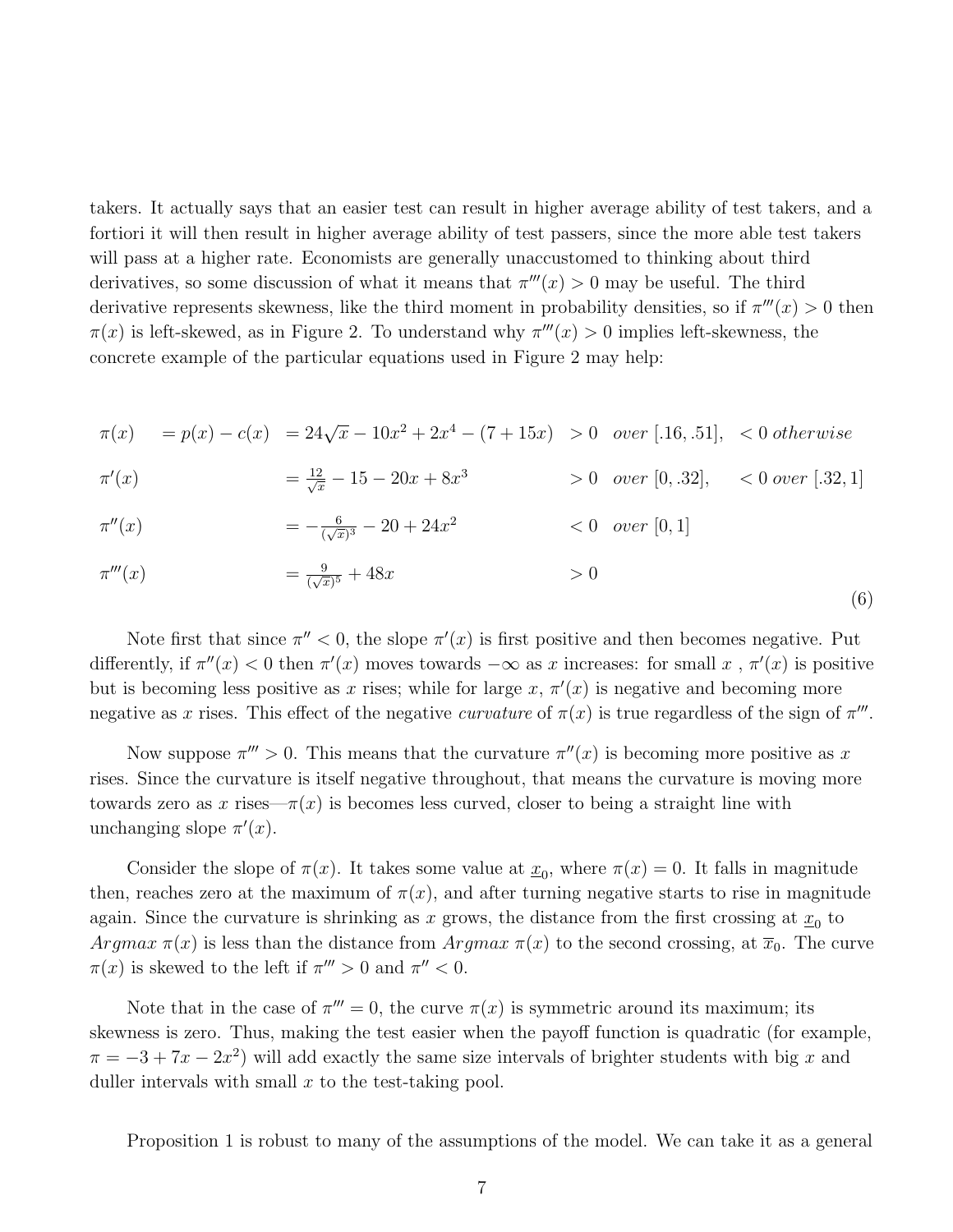takers. It actually says that an easier test can result in higher average ability of test takers, and a fortiori it will then result in higher average ability of test passers, since the more able test takers will pass at a higher rate. Economists are generally unaccustomed to thinking about third derivatives, so some discussion of what it means that $\pi'''(x) > 0$ may be useful. The third derivative represents skewness, like the third moment in probability densities, so if $\pi'''(x) > 0$ then $\pi(x)$ is left-skewed, as in Figure 2. To understand why $\pi'''(x) > 0$ implies left-skewness, the concrete example of the particular equations used in Figure 2 may help:

$$
\begin{array}{llllll}
\pi(x) & = p(x) - c(x) & = 24\sqrt{x} - 10x^2 + 2x^4 - (7 + 15x) & > 0 & over\ [.16, .51], & < 0\ otherwise \\
\pi'(x) & & = \frac{12}{\sqrt{x}} - 15 - 20x + 8x^3 & > 0 & over\ [0, .32], & < 0\ over\ [.32, 1] \\
\pi''(x) & & = -\frac{6}{(\sqrt{x})^3} - 20 + 24x^2 & < 0 & over\ [0, 1] & \\
\pi'''(x) & & = \frac{9}{(\sqrt{x})^5} + 48x & > 0 & &
\end{array}
\tag{6}
$$

Note first that since $\pi'' < 0$, the slope $\pi'(x)$ is first positive and then becomes negative. Put differently, if $\pi''(x) < 0$ then $\pi'(x)$ moves towards $-\infty$ as $x$ increases: for small $x$ , $\pi'(x)$ is positive but is becoming less positive as $x$ rises; while for large $x$, $\pi'(x)$ is negative and becoming more negative as $x$ rises. This effect of the negative *curvature* of $\pi(x)$ is true regardless of the sign of $\pi'''$.

Now suppose $\pi''' > 0$. This means that the curvature $\pi''(x)$ is becoming more positive as $x$ rises. Since the curvature is itself negative throughout, that means the curvature is moving more towards zero as $x$ rises—$\pi(x)$ is becomes less curved, closer to being a straight line with unchanging slope $\pi'(x)$.

Consider the slope of $\pi(x)$. It takes some value at $\underline{x}_0$, where $\pi(x) = 0$. It falls in magnitude then, reaches zero at the maximum of $\pi(x)$, and after turning negative starts to rise in magnitude again. Since the curvature is shrinking as $x$ grows, the distance from the first crossing at $\underline{x}_0$ to $Argmax\ \pi(x)$ is less than the distance from $Argmax\ \pi(x)$ to the second crossing, at $\overline{x}_0$. The curve $\pi(x)$ is skewed to the left if $\pi''' > 0$ and $\pi'' < 0$.

Note that in the case of $\pi''' = 0$, the curve $\pi(x)$ is symmetric around its maximum; its skewness is zero. Thus, making the test easier when the payoff function is quadratic (for example, $\pi = -3 + 7x - 2x^2$) will add exactly the same size intervals of brighter students with big $x$ and duller intervals with small $x$ to the test-taking pool.

Proposition 1 is robust to many of the assumptions of the model. We can take it as a general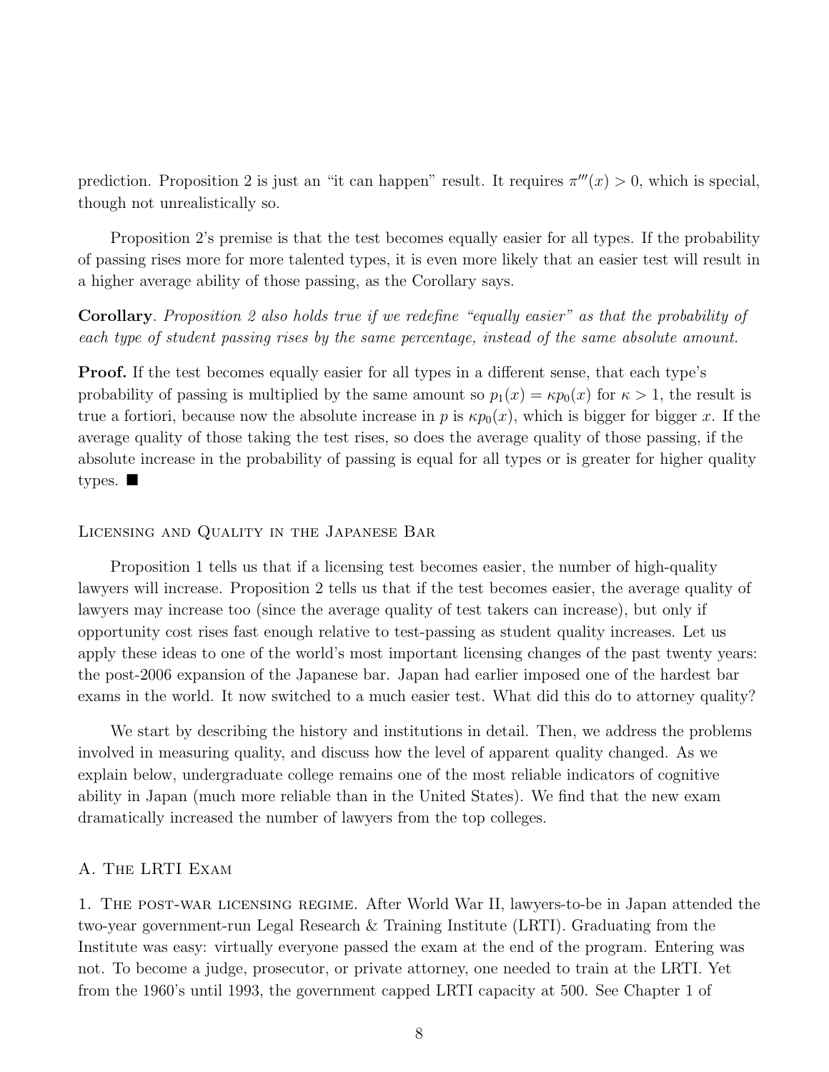prediction. Proposition 2 is just an "it can happen" result. It requires $\pi'''(x) > 0$, which is special, though not unrealistically so.

Proposition 2's premise is that the test becomes equally easier for all types. If the probability of passing rises more for more talented types, it is even more likely that an easier test will result in a higher average ability of those passing, as the Corollary says.

**Corollary**. *Proposition 2 also holds true if we redefine "equally easier" as that the probability of each type of student passing rises by the same percentage, instead of the same absolute amount.*

**Proof.** If the test becomes equally easier for all types in a different sense, that each type's probability of passing is multiplied by the same amount so $p_1(x) = \kappa p_0(x)$ for $\kappa > 1$, the result is true a fortiori, because now the absolute increase in $p$ is $\kappa p_0(x)$, which is bigger for bigger $x$. If the average quality of those taking the test rises, so does the average quality of those passing, if the absolute increase in the probability of passing is equal for all types or is greater for higher quality types. ■

## Licensing and Quality in the Japanese Bar

Proposition 1 tells us that if a licensing test becomes easier, the number of high-quality lawyers will increase. Proposition 2 tells us that if the test becomes easier, the average quality of lawyers may increase too (since the average quality of test takers can increase), but only if opportunity cost rises fast enough relative to test-passing as student quality increases. Let us apply these ideas to one of the world's most important licensing changes of the past twenty years: the post-2006 expansion of the Japanese bar. Japan had earlier imposed one of the hardest bar exams in the world. It now switched to a much easier test. What did this do to attorney quality?

We start by describing the history and institutions in detail. Then, we address the problems involved in measuring quality, and discuss how the level of apparent quality changed. As we explain below, undergraduate college remains one of the most reliable indicators of cognitive ability in Japan (much more reliable than in the United States). We find that the new exam dramatically increased the number of lawyers from the top colleges.

### A. The LRTI Exam

1. The post-war licensing regime. After World War II, lawyers-to-be in Japan attended the two-year government-run Legal Research & Training Institute (LRTI). Graduating from the Institute was easy: virtually everyone passed the exam at the end of the program. Entering was not. To become a judge, prosecutor, or private attorney, one needed to train at the LRTI. Yet from the 1960's until 1993, the government capped LRTI capacity at 500. See Chapter 1 of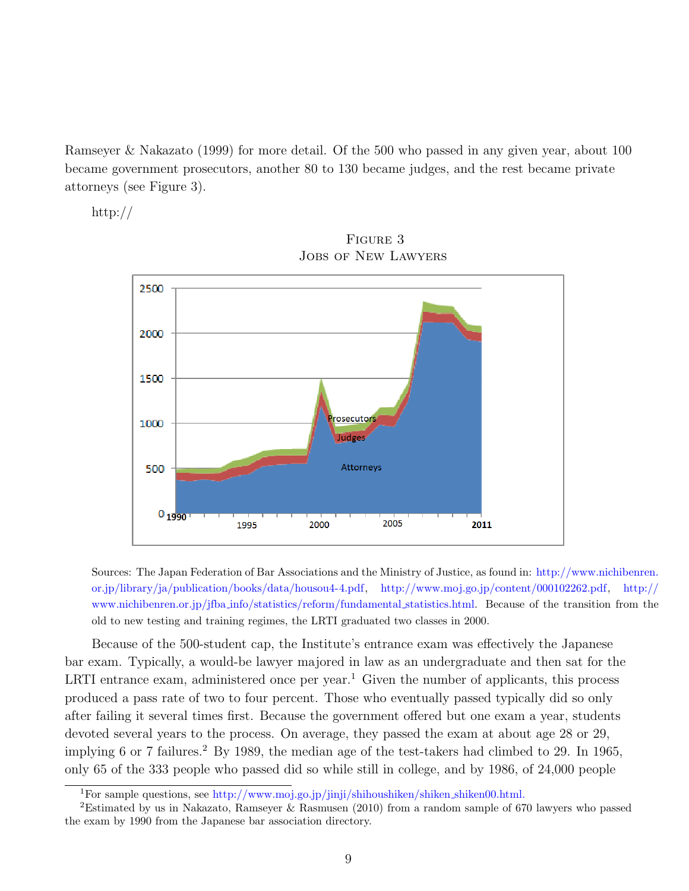Ramseyer & Nakazato (1999) for more detail. Of the 500 who passed in any given year, about 100 became government prosecutors, another 80 to 130 became judges, and the rest became private attorneys (see Figure 3).

http://

Figure 3
Jobs of New Lawyers

Sources: The Japan Federation of Bar Associations and the Ministry of Justice, as found in: http://www.nichibenren.or.jp/library/ja/publication/books/data/housou4-4.pdf, http://www.moj.go.jp/content/000102262.pdf, http://www.nichibenren.or.jp/jfba_info/statistics/reform/fundamental_statistics.html. Because of the transition from the old to new testing and training regimes, the LRTI graduated two classes in 2000.

Because of the 500-student cap, the Institute's entrance exam was effectively the Japanese bar exam. Typically, a would-be lawyer majored in law as an undergraduate and then sat for the LRTI entrance exam, administered once per year.[1] Given the number of applicants, this process produced a pass rate of two to four percent. Those who eventually passed typically did so only after failing it several times first. Because the government offered but one exam a year, students devoted several years to the process. On average, they passed the exam at about age 28 or 29, implying 6 or 7 failures.[2] By 1989, the median age of the test-takers had climbed to 29. In 1965, only 65 of the 333 people who passed did so while still in college, and by 1986, of 24,000 people

[1] For sample questions, see http://www.moj.go.jp/jinji/shihoushiken/shiken_shiken00.html.

[2] Estimated by us in Nakazato, Ramseyer & Rasmusen (2010) from a random sample of 670 lawyers who passed the exam by 1990 from the Japanese bar association directory.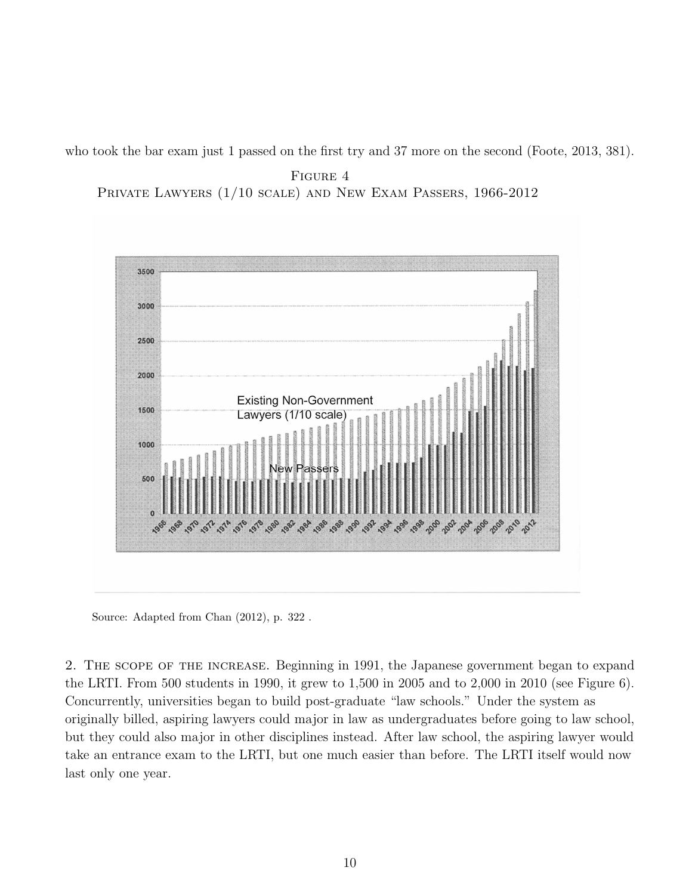who took the bar exam just 1 passed on the first try and 37 more on the second (Foote, 2013, 381).

FIGURE 4
PRIVATE LAWYERS (1/10 SCALE) AND NEW EXAM PASSERS, 1966-2012

Source: Adapted from Chan (2012), p. 322 .

2. THE SCOPE OF THE INCREASE. Beginning in 1991, the Japanese government began to expand the LRTI. From 500 students in 1990, it grew to 1,500 in 2005 and to 2,000 in 2010 (see Figure 6). Concurrently, universities began to build post-graduate "law schools." Under the system as originally billed, aspiring lawyers could major in law as undergraduates before going to law school, but they could also major in other disciplines instead. After law school, the aspiring lawyer would take an entrance exam to the LRTI, but one much easier than before. The LRTI itself would now last only one year.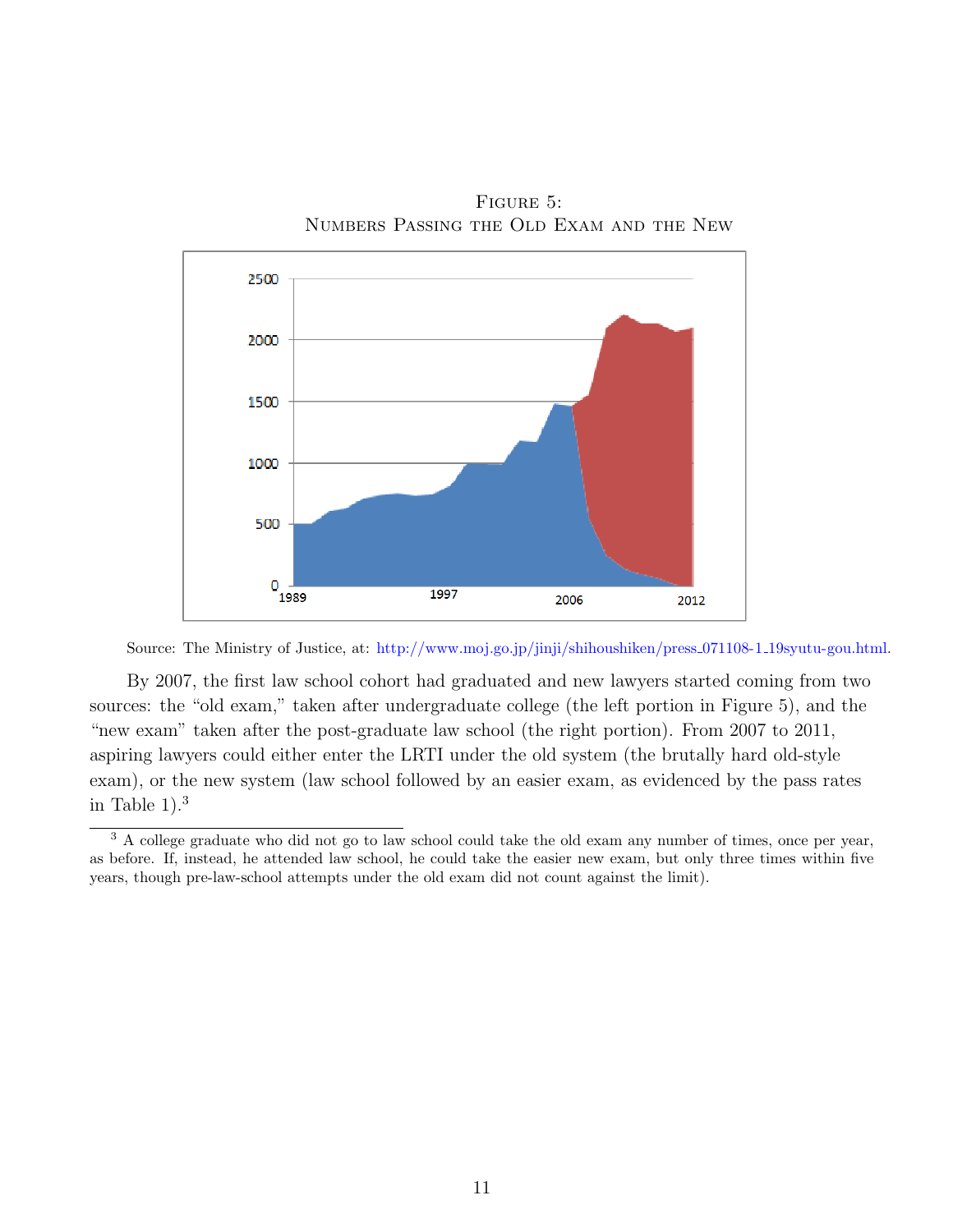Figure 5:
Numbers Passing the Old Exam and the New

Source: The Ministry of Justice, at: http://www.moj.go.jp/jinji/shihoushiken/press_071108-1_19syutu-gou.html.

By 2007, the first law school cohort had graduated and new lawyers started coming from two sources: the "old exam," taken after undergraduate college (the left portion in Figure 5), and the "new exam" taken after the post-graduate law school (the right portion). From 2007 to 2011, aspiring lawyers could either enter the LRTI under the old system (the brutally hard old-style exam), or the new system (law school followed by an easier exam, as evidenced by the pass rates in Table 1).[3]

[3] A college graduate who did not go to law school could take the old exam any number of times, once per year, as before. If, instead, he attended law school, he could take the easier new exam, but only three times within five years, though pre-law-school attempts under the old exam did not count against the limit).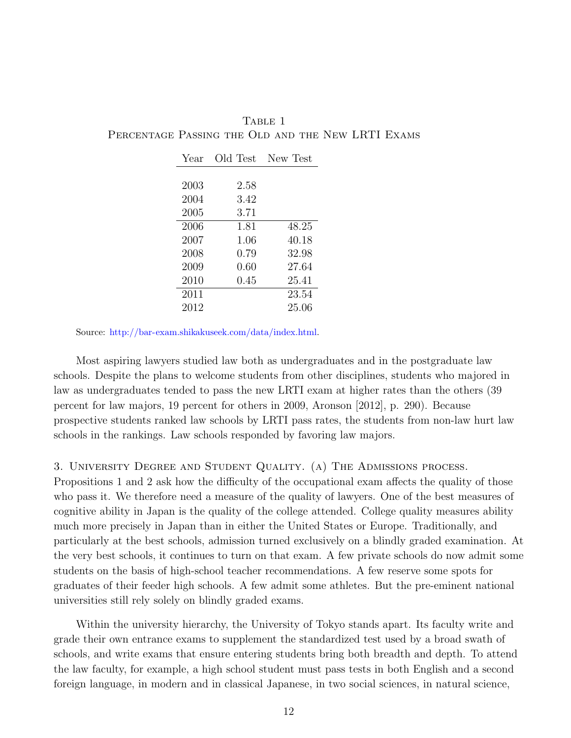Table 1
Percentage Passing the Old and the New LRTI Exams

| Year | Old Test | New Test |
|---|---|---|
| 2003 | 2.58 | |
| 2004 | 3.42 | |
| 2005 | 3.71 | |
| 2006 | 1.81 | 48.25 |
| 2007 | 1.06 | 40.18 |
| 2008 | 0.79 | 32.98 |
| 2009 | 0.60 | 27.64 |
| 2010 | 0.45 | 25.41 |
| 2011 | | 23.54 |
| 2012 | | 25.06 |

Source: http://bar-exam.shikakuseek.com/data/index.html.

Most aspiring lawyers studied law both as undergraduates and in the postgraduate law schools. Despite the plans to welcome students from other disciplines, students who majored in law as undergraduates tended to pass the new LRTI exam at higher rates than the others (39 percent for law majors, 19 percent for others in 2009, Aronson [2012], p. 290). Because prospective students ranked law schools by LRTI pass rates, the students from non-law hurt law schools in the rankings. Law schools responded by favoring law majors.

3. University Degree and Student Quality. (a) The Admissions process. Propositions 1 and 2 ask how the difficulty of the occupational exam affects the quality of those who pass it. We therefore need a measure of the quality of lawyers. One of the best measures of cognitive ability in Japan is the quality of the college attended. College quality measures ability much more precisely in Japan than in either the United States or Europe. Traditionally, and particularly at the best schools, admission turned exclusively on a blindly graded examination. At the very best schools, it continues to turn on that exam. A few private schools do now admit some students on the basis of high-school teacher recommendations. A few reserve some spots for graduates of their feeder high schools. A few admit some athletes. But the pre-eminent national universities still rely solely on blindly graded exams.

Within the university hierarchy, the University of Tokyo stands apart. Its faculty write and grade their own entrance exams to supplement the standardized test used by a broad swath of schools, and write exams that ensure entering students bring both breadth and depth. To attend the law faculty, for example, a high school student must pass tests in both English and a second foreign language, in modern and in classical Japanese, in two social sciences, in natural science,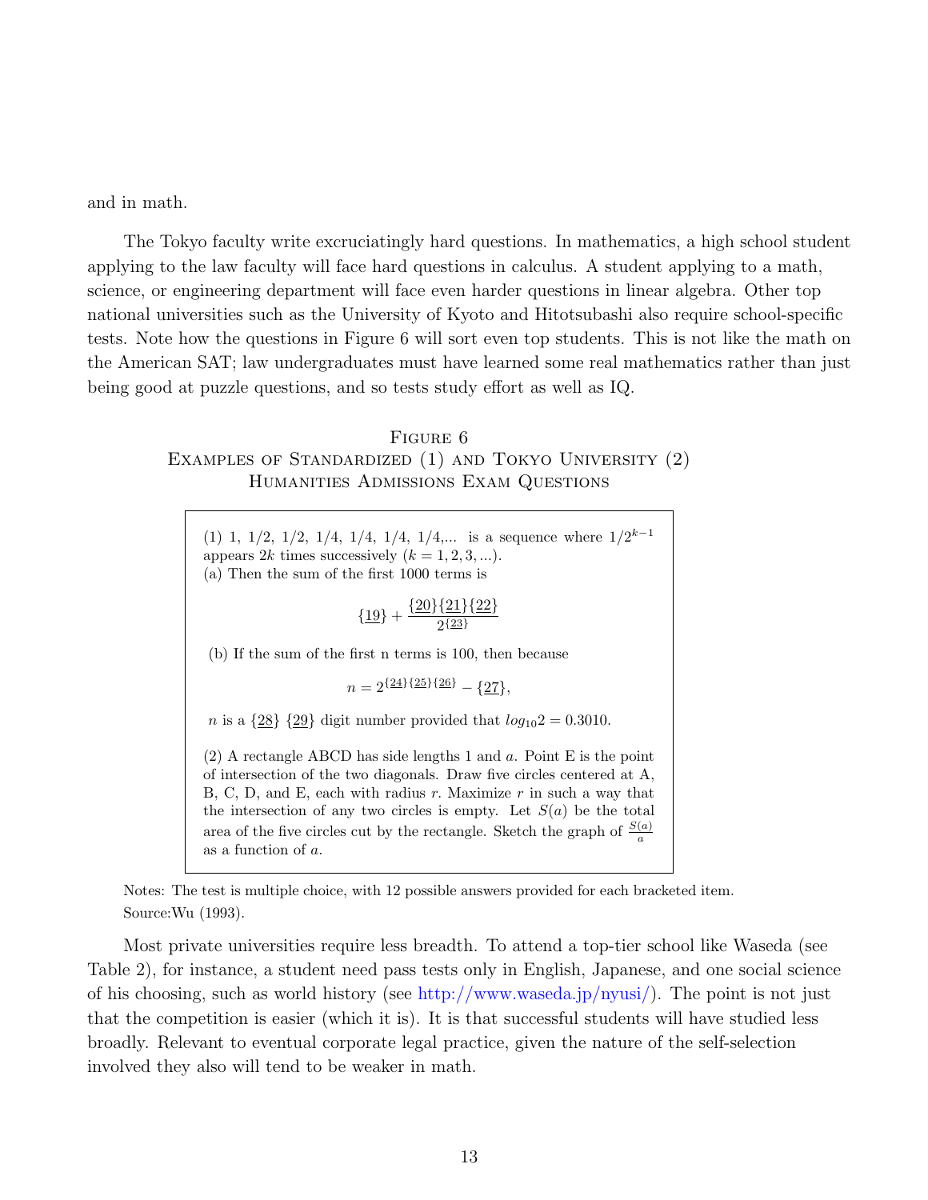and in math.

The Tokyo faculty write excruciatingly hard questions. In mathematics, a high school student applying to the law faculty will face hard questions in calculus. A student applying to a math, science, or engineering department will face even harder questions in linear algebra. Other top national universities such as the University of Kyoto and Hitotsubashi also require school-specific tests. Note how the questions in Figure 6 will sort even top students. This is not like the math on the American SAT; law undergraduates must have learned some real mathematics rather than just being good at puzzle questions, and so tests study effort as well as IQ.

FIGURE 6
EXAMPLES OF STANDARDIZED (1) AND TOKYO UNIVERSITY (2) HUMANITIES ADMISSIONS EXAM QUESTIONS

(1) 1, 1/2, 1/2, 1/4, 1/4, 1/4, 1/4,... is a sequence where $1/2^{k-1}$ appears $2k$ times successively $(k = 1, 2, 3, ...)$.
(a) Then the sum of the first 1000 terms is

$$\{\underline{19}\} + \frac{\{\underline{20}\}\{\underline{21}\}\{\underline{22}\}}{2^{\{\underline{23}\}}}$$

(b) If the sum of the first n terms is 100, then because

$$n = 2^{\{\underline{24}\}\{\underline{25}\}\{\underline{26}\}} - \{\underline{27}\},$$

$n$ is a $\{\underline{28}\}$ $\{\underline{29}\}$ digit number provided that $log_{10}2 = 0.3010$.

(2) A rectangle ABCD has side lengths 1 and $a$. Point E is the point of intersection of the two diagonals. Draw five circles centered at A, B, C, D, and E, each with radius $r$. Maximize $r$ in such a way that the intersection of any two circles is empty. Let $S(a)$ be the total area of the five circles cut by the rectangle. Sketch the graph of $\frac{S(a)}{a}$ as a function of $a$.

Notes: The test is multiple choice, with 12 possible answers provided for each bracketed item.
Source:Wu (1993).

Most private universities require less breadth. To attend a top-tier school like Waseda (see Table 2), for instance, a student need pass tests only in English, Japanese, and one social science of his choosing, such as world history (see http://www.waseda.jp/nyusi/). The point is not just that the competition is easier (which it is). It is that successful students will have studied less broadly. Relevant to eventual corporate legal practice, given the nature of the self-selection involved they also will tend to be weaker in math.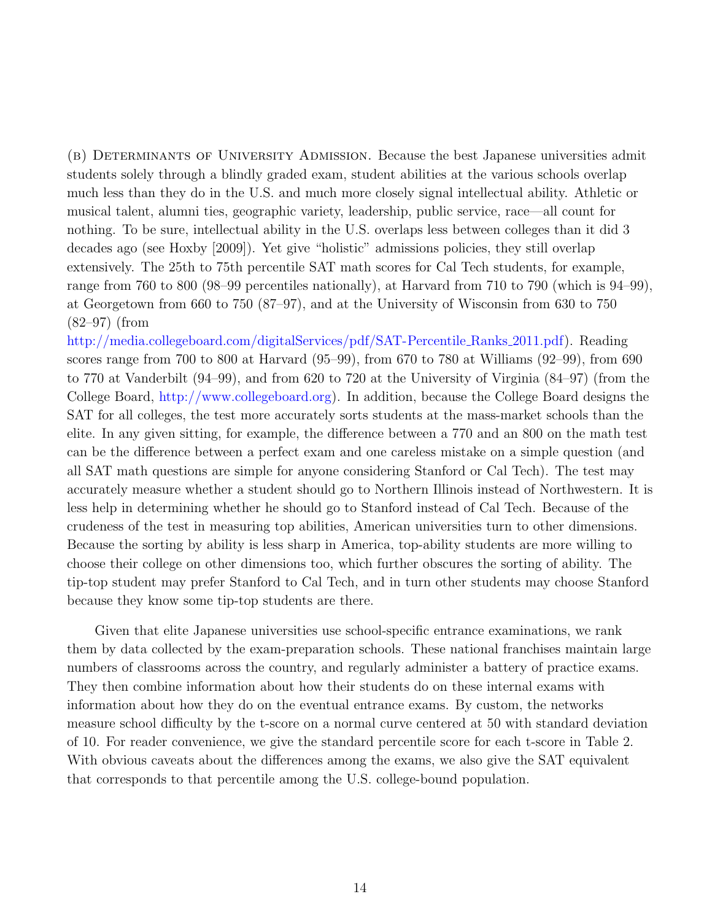(b) Determinants of University Admission. Because the best Japanese universities admit students solely through a blindly graded exam, student abilities at the various schools overlap much less than they do in the U.S. and much more closely signal intellectual ability. Athletic or musical talent, alumni ties, geographic variety, leadership, public service, race—all count for nothing. To be sure, intellectual ability in the U.S. overlaps less between colleges than it did 3 decades ago (see Hoxby [2009]). Yet give "holistic" admissions policies, they still overlap extensively. The 25th to 75th percentile SAT math scores for Cal Tech students, for example, range from 760 to 800 (98–99 percentiles nationally), at Harvard from 710 to 790 (which is 94–99), at Georgetown from 660 to 750 (87–97), and at the University of Wisconsin from 630 to 750 (82–97) (from http://media.collegeboard.com/digitalServices/pdf/SAT-Percentile_Ranks_2011.pdf). Reading scores range from 700 to 800 at Harvard (95–99), from 670 to 780 at Williams (92–99), from 690 to 770 at Vanderbilt (94–99), and from 620 to 720 at the University of Virginia (84–97) (from the College Board, http://www.collegeboard.org). In addition, because the College Board designs the SAT for all colleges, the test more accurately sorts students at the mass-market schools than the elite. In any given sitting, for example, the difference between a 770 and an 800 on the math test can be the difference between a perfect exam and one careless mistake on a simple question (and all SAT math questions are simple for anyone considering Stanford or Cal Tech). The test may accurately measure whether a student should go to Northern Illinois instead of Northwestern. It is less help in determining whether he should go to Stanford instead of Cal Tech. Because of the crudeness of the test in measuring top abilities, American universities turn to other dimensions. Because the sorting by ability is less sharp in America, top-ability students are more willing to choose their college on other dimensions too, which further obscures the sorting of ability. The tip-top student may prefer Stanford to Cal Tech, and in turn other students may choose Stanford because they know some tip-top students are there.

Given that elite Japanese universities use school-specific entrance examinations, we rank them by data collected by the exam-preparation schools. These national franchises maintain large numbers of classrooms across the country, and regularly administer a battery of practice exams. They then combine information about how their students do on these internal exams with information about how they do on the eventual entrance exams. By custom, the networks measure school difficulty by the t-score on a normal curve centered at 50 with standard deviation of 10. For reader convenience, we give the standard percentile score for each t-score in Table 2. With obvious caveats about the differences among the exams, we also give the SAT equivalent that corresponds to that percentile among the U.S. college-bound population.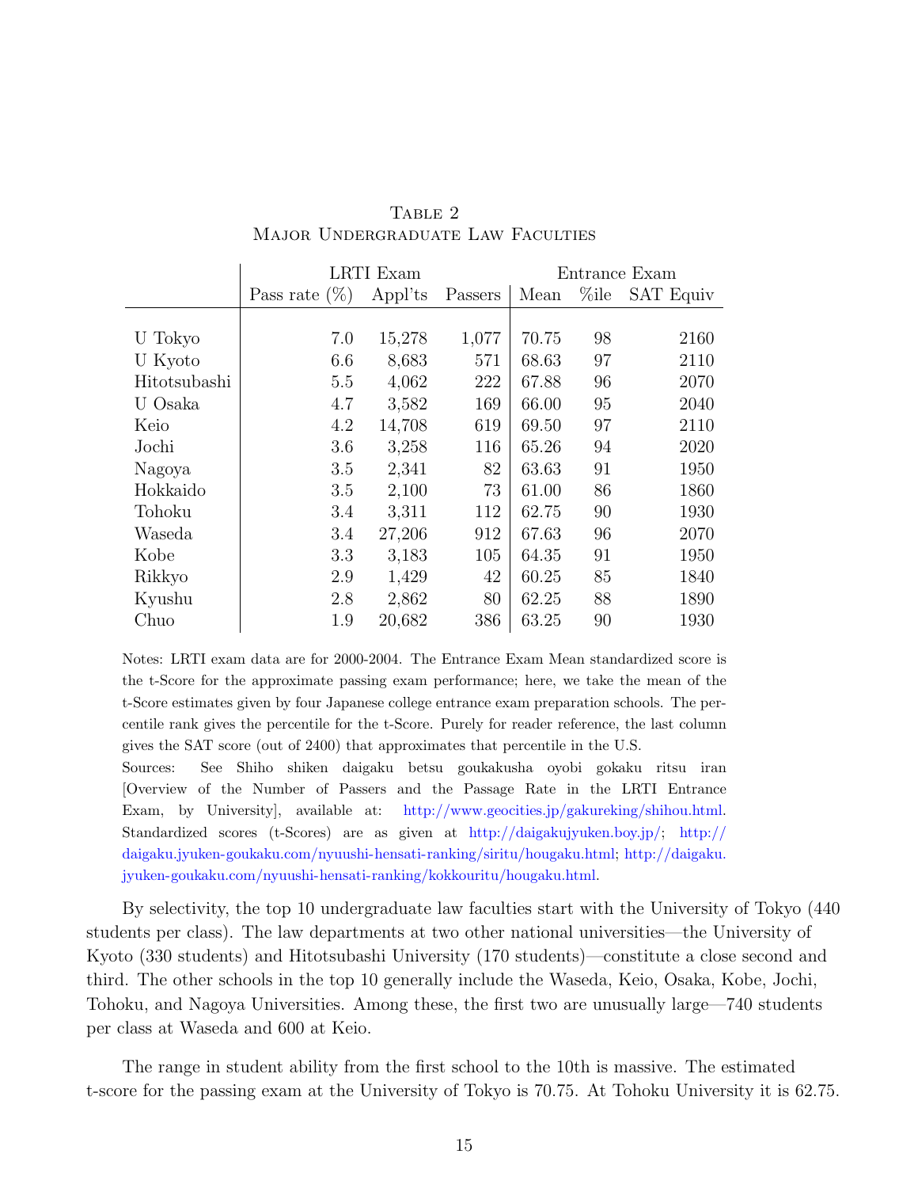Table 2
Major Undergraduate Law Faculties

| | LRTI Exam | | | Entrance Exam | | |
|---|---|---|---|---|---|---|
| | Pass rate (%) | Appl'ts | Passers | Mean | %ile | SAT Equiv |
| U Tokyo | 7.0 | 15,278 | 1,077 | 70.75 | 98 | 2160 |
| U Kyoto | 6.6 | 8,683 | 571 | 68.63 | 97 | 2110 |
| Hitotsubashi | 5.5 | 4,062 | 222 | 67.88 | 96 | 2070 |
| U Osaka | 4.7 | 3,582 | 169 | 66.00 | 95 | 2040 |
| Keio | 4.2 | 14,708 | 619 | 69.50 | 97 | 2110 |
| Jochi | 3.6 | 3,258 | 116 | 65.26 | 94 | 2020 |
| Nagoya | 3.5 | 2,341 | 82 | 63.63 | 91 | 1950 |
| Hokkaido | 3.5 | 2,100 | 73 | 61.00 | 86 | 1860 |
| Tohoku | 3.4 | 3,311 | 112 | 62.75 | 90 | 1930 |
| Waseda | 3.4 | 27,206 | 912 | 67.63 | 96 | 2070 |
| Kobe | 3.3 | 3,183 | 105 | 64.35 | 91 | 1950 |
| Rikkyo | 2.9 | 1,429 | 42 | 60.25 | 85 | 1840 |
| Kyushu | 2.8 | 2,862 | 80 | 62.25 | 88 | 1890 |
| Chuo | 1.9 | 20,682 | 386 | 63.25 | 90 | 1930 |

Notes: LRTI exam data are for 2000-2004. The Entrance Exam Mean standardized score is the t-Score for the approximate passing exam performance; here, we take the mean of the t-Score estimates given by four Japanese college entrance exam preparation schools. The percentile rank gives the percentile for the t-Score. Purely for reader reference, the last column gives the SAT score (out of 2400) that approximates that percentile in the U.S.

Sources: See Shiho shiken daigaku betsu goukakusha oyobi gokaku ritsu iran [Overview of the Number of Passers and the Passage Rate in the LRTI Entrance Exam, by University], available at: http://www.geocities.jp/gakureking/shihou.html. Standardized scores (t-Scores) are as given at http://daigakujyuken.boy.jp/; http://daigaku.jyuken-goukaku.com/nyuushi-hensati-ranking/siritu/hougaku.html; http://daigaku.jyuken-goukaku.com/nyuushi-hensati-ranking/kokkouritu/hougaku.html.

By selectivity, the top 10 undergraduate law faculties start with the University of Tokyo (440 students per class). The law departments at two other national universities—the University of Kyoto (330 students) and Hitotsubashi University (170 students)—constitute a close second and third. The other schools in the top 10 generally include the Waseda, Keio, Osaka, Kobe, Jochi, Tohoku, and Nagoya Universities. Among these, the first two are unusually large—740 students per class at Waseda and 600 at Keio.

The range in student ability from the first school to the 10th is massive. The estimated t-score for the passing exam at the University of Tokyo is 70.75. At Tohoku University it is 62.75.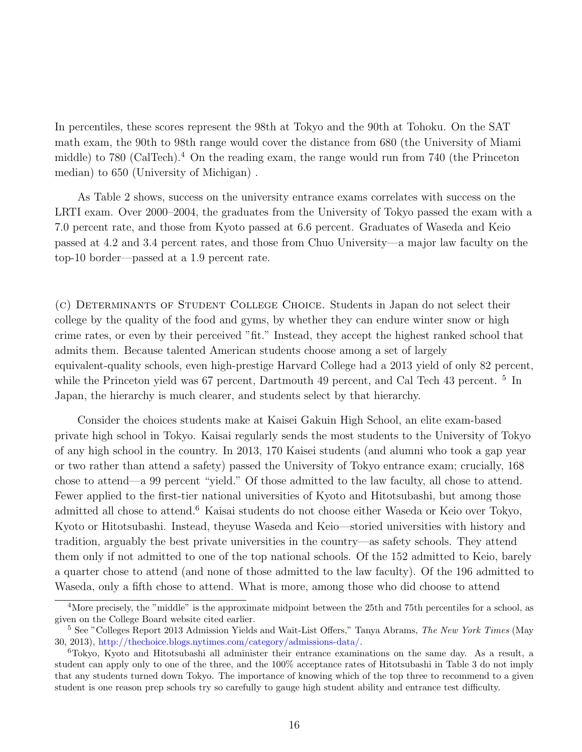In percentiles, these scores represent the 98th at Tokyo and the 90th at Tohoku. On the SAT math exam, the 90th to 98th range would cover the distance from 680 (the University of Miami middle) to 780 (CalTech).[4] On the reading exam, the range would run from 740 (the Princeton median) to 650 (University of Michigan) .

As Table 2 shows, success on the university entrance exams correlates with success on the LRTI exam. Over 2000–2004, the graduates from the University of Tokyo passed the exam with a 7.0 percent rate, and those from Kyoto passed at 6.6 percent. Graduates of Waseda and Keio passed at 4.2 and 3.4 percent rates, and those from Chuo University—a major law faculty on the top-10 border—passed at a 1.9 percent rate.

(c) Determinants of Student College Choice. Students in Japan do not select their college by the quality of the food and gyms, by whether they can endure winter snow or high crime rates, or even by their perceived "fit." Instead, they accept the highest ranked school that admits them. Because talented American students choose among a set of largely equivalent-quality schools, even high-prestige Harvard College had a 2013 yield of only 82 percent, while the Princeton yield was 67 percent, Dartmouth 49 percent, and Cal Tech 43 percent. [5] In Japan, the hierarchy is much clearer, and students select by that hierarchy.

Consider the choices students make at Kaisei Gakuin High School, an elite exam-based private high school in Tokyo. Kaisai regularly sends the most students to the University of Tokyo of any high school in the country. In 2013, 170 Kaisei students (and alumni who took a gap year or two rather than attend a safety) passed the University of Tokyo entrance exam; crucially, 168 chose to attend—a 99 percent "yield." Of those admitted to the law faculty, all chose to attend. Fewer applied to the first-tier national universities of Kyoto and Hitotsubashi, but among those admitted all chose to attend.[6] Kaisai students do not choose either Waseda or Keio over Tokyo, Kyoto or Hitotsubashi. Instead, theyuse Waseda and Keio—storied universities with history and tradition, arguably the best private universities in the country—as safety schools. They attend them only if not admitted to one of the top national schools. Of the 152 admitted to Keio, barely a quarter chose to attend (and none of those admitted to the law faculty). Of the 196 admitted to Waseda, only a fifth chose to attend. What is more, among those who did choose to attend

---

[4] More precisely, the "middle" is the approximate midpoint between the 25th and 75th percentiles for a school, as given on the College Board website cited earlier.

[5] See "Colleges Report 2013 Admission Yields and Wait-List Offers," Tanya Abrams, *The New York Times* (May 30, 2013), http://thechoice.blogs.nytimes.com/category/admissions-data/.

[6] Tokyo, Kyoto and Hitotsubashi all administer their entrance examinations on the same day. As a result, a student can apply only to one of the three, and the 100% acceptance rates of Hitotsubashi in Table 3 do not imply that any students turned down Tokyo. The importance of knowing which of the top three to recommend to a given student is one reason prep schools try so carefully to gauge high student ability and entrance test difficulty.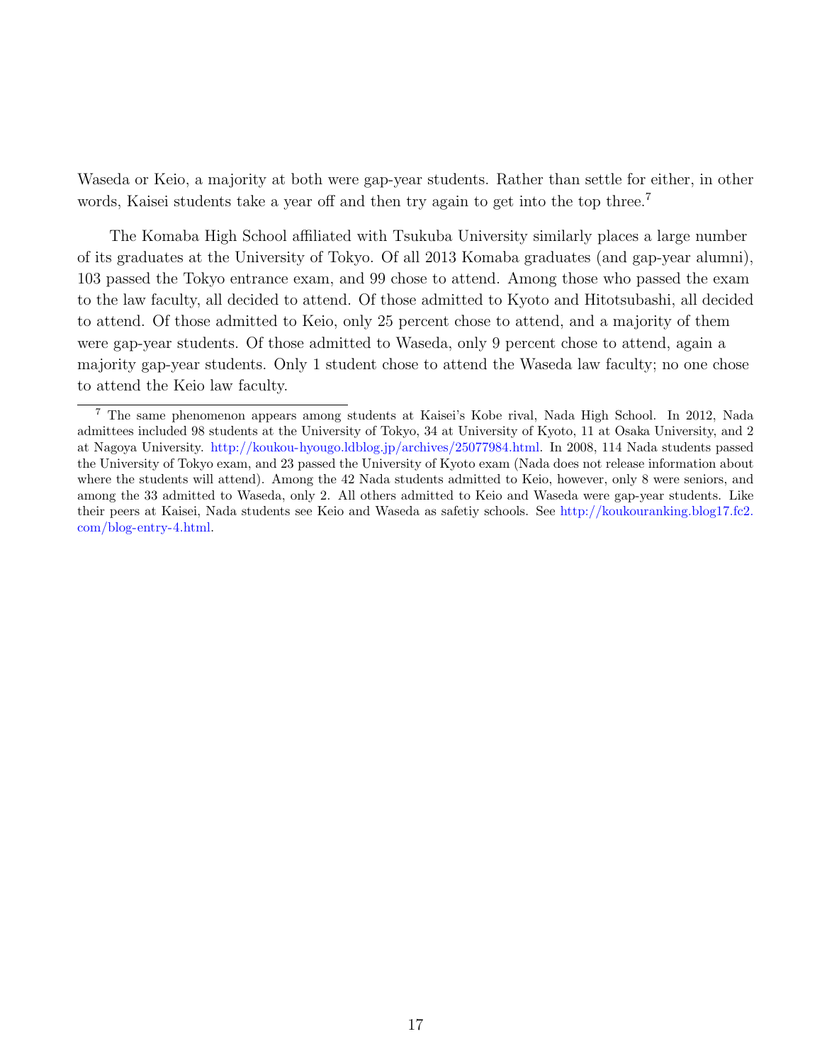Waseda or Keio, a majority at both were gap-year students. Rather than settle for either, in other words, Kaisei students take a year off and then try again to get into the top three.[7]

The Komaba High School affiliated with Tsukuba University similarly places a large number of its graduates at the University of Tokyo. Of all 2013 Komaba graduates (and gap-year alumni), 103 passed the Tokyo entrance exam, and 99 chose to attend. Among those who passed the exam to the law faculty, all decided to attend. Of those admitted to Kyoto and Hitotsubashi, all decided to attend. Of those admitted to Keio, only 25 percent chose to attend, and a majority of them were gap-year students. Of those admitted to Waseda, only 9 percent chose to attend, again a majority gap-year students. Only 1 student chose to attend the Waseda law faculty; no one chose to attend the Keio law faculty.

---

[7] The same phenomenon appears among students at Kaisei's Kobe rival, Nada High School. In 2012, Nada admittees included 98 students at the University of Tokyo, 34 at University of Kyoto, 11 at Osaka University, and 2 at Nagoya University. http://koukou-hyougo.ldblog.jp/archives/25077984.html. In 2008, 114 Nada students passed the University of Tokyo exam, and 23 passed the University of Kyoto exam (Nada does not release information about where the students will attend). Among the 42 Nada students admitted to Keio, however, only 8 were seniors, and among the 33 admitted to Waseda, only 2. All others admitted to Keio and Waseda were gap-year students. Like their peers at Kaisei, Nada students see Keio and Waseda as safetiy schools. See http://koukouranking.blog17.fc2.com/blog-entry-4.html.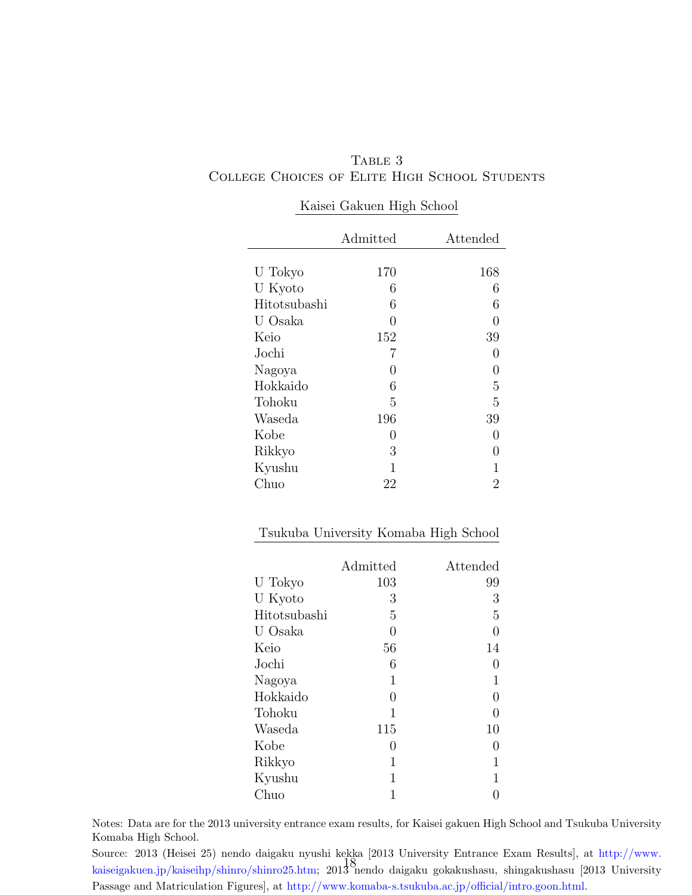Table 3
College Choices of Elite High School Students

**Kaisei Gakuen High School**

| | Admitted | Attended |
|---|---|---|
| U Tokyo | 170 | 168 |
| U Kyoto | 6 | 6 |
| Hitotsubashi | 6 | 6 |
| U Osaka | 0 | 0 |
| Keio | 152 | 39 |
| Jochi | 7 | 0 |
| Nagoya | 0 | 0 |
| Hokkaido | 6 | 5 |
| Tohoku | 5 | 5 |
| Waseda | 196 | 39 |
| Kobe | 0 | 0 |
| Rikkyo | 3 | 0 |
| Kyushu | 1 | 1 |
| Chuo | 22 | 2 |

**Tsukuba University Komaba High School**

| | Admitted | Attended |
|---|---|---|
| U Tokyo | 103 | 99 |
| U Kyoto | 3 | 3 |
| Hitotsubashi | 5 | 5 |
| U Osaka | 0 | 0 |
| Keio | 56 | 14 |
| Jochi | 6 | 0 |
| Nagoya | 1 | 1 |
| Hokkaido | 0 | 0 |
| Tohoku | 1 | 0 |
| Waseda | 115 | 10 |
| Kobe | 0 | 0 |
| Rikkyo | 1 | 1 |
| Kyushu | 1 | 1 |
| Chuo | 1 | 0 |

Notes: Data are for the 2013 university entrance exam results, for Kaisei gakuen High School and Tsukuba University Komaba High School.

Source: 2013 (Heisei 25) nendo daigaku nyushi kekka [2013 University Entrance Exam Results], at http://www.kaiseigakuen.jp/kaiseihp/shinro/shinro25.htm; 2013 nendo daigaku gokakushasu, shingakushasu [2013 University Passage and Matriculation Figures], at http://www.komaba-s.tsukuba.ac.jp/official/intro.goon.html.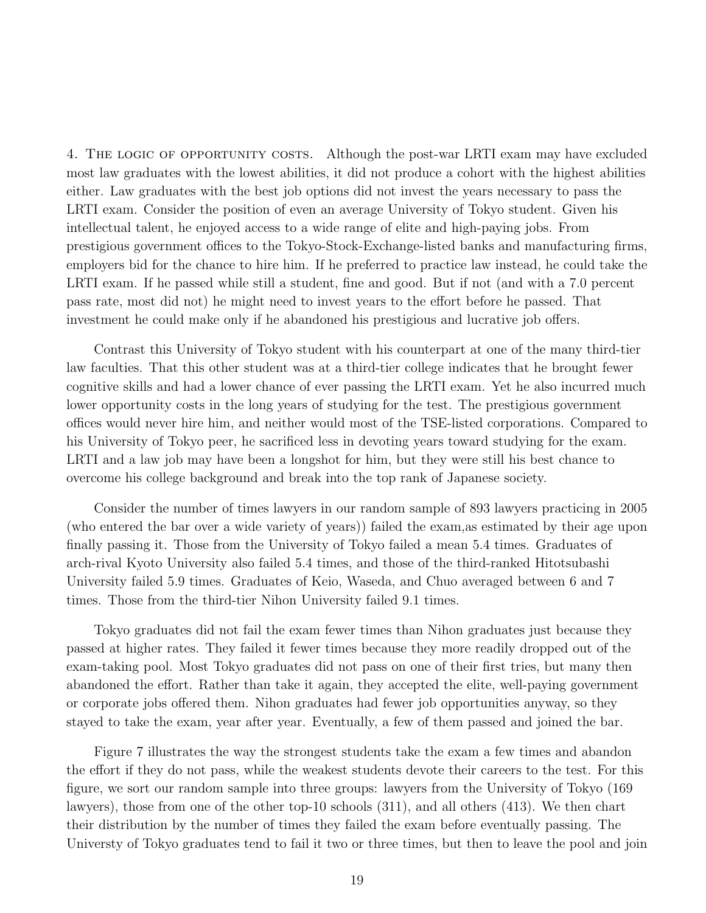4. The logic of opportunity costs. Although the post-war LRTI exam may have excluded most law graduates with the lowest abilities, it did not produce a cohort with the highest abilities either. Law graduates with the best job options did not invest the years necessary to pass the LRTI exam. Consider the position of even an average University of Tokyo student. Given his intellectual talent, he enjoyed access to a wide range of elite and high-paying jobs. From prestigious government offices to the Tokyo-Stock-Exchange-listed banks and manufacturing firms, employers bid for the chance to hire him. If he preferred to practice law instead, he could take the LRTI exam. If he passed while still a student, fine and good. But if not (and with a 7.0 percent pass rate, most did not) he might need to invest years to the effort before he passed. That investment he could make only if he abandoned his prestigious and lucrative job offers.

Contrast this University of Tokyo student with his counterpart at one of the many third-tier law faculties. That this other student was at a third-tier college indicates that he brought fewer cognitive skills and had a lower chance of ever passing the LRTI exam. Yet he also incurred much lower opportunity costs in the long years of studying for the test. The prestigious government offices would never hire him, and neither would most of the TSE-listed corporations. Compared to his University of Tokyo peer, he sacrificed less in devoting years toward studying for the exam. LRTI and a law job may have been a longshot for him, but they were still his best chance to overcome his college background and break into the top rank of Japanese society.

Consider the number of times lawyers in our random sample of 893 lawyers practicing in 2005 (who entered the bar over a wide variety of years)) failed the exam,as estimated by their age upon finally passing it. Those from the University of Tokyo failed a mean 5.4 times. Graduates of arch-rival Kyoto University also failed 5.4 times, and those of the third-ranked Hitotsubashi University failed 5.9 times. Graduates of Keio, Waseda, and Chuo averaged between 6 and 7 times. Those from the third-tier Nihon University failed 9.1 times.

Tokyo graduates did not fail the exam fewer times than Nihon graduates just because they passed at higher rates. They failed it fewer times because they more readily dropped out of the exam-taking pool. Most Tokyo graduates did not pass on one of their first tries, but many then abandoned the effort. Rather than take it again, they accepted the elite, well-paying government or corporate jobs offered them. Nihon graduates had fewer job opportunities anyway, so they stayed to take the exam, year after year. Eventually, a few of them passed and joined the bar.

Figure 7 illustrates the way the strongest students take the exam a few times and abandon the effort if they do not pass, while the weakest students devote their careers to the test. For this figure, we sort our random sample into three groups: lawyers from the University of Tokyo (169 lawyers), those from one of the other top-10 schools (311), and all others (413). We then chart their distribution by the number of times they failed the exam before eventually passing. The Universty of Tokyo graduates tend to fail it two or three times, but then to leave the pool and join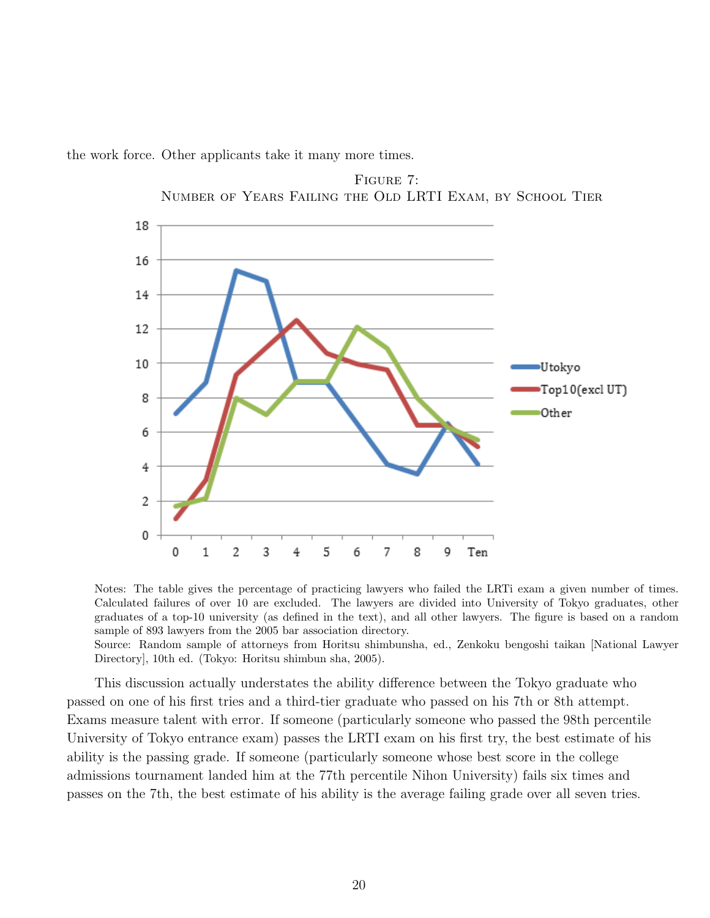the work force. Other applicants take it many more times.

Figure 7:
Number of Years Failing the Old LRTI Exam, by School Tier

Notes: The table gives the percentage of practicing lawyers who failed the LRTi exam a given number of times. Calculated failures of over 10 are excluded. The lawyers are divided into University of Tokyo graduates, other graduates of a top-10 university (as defined in the text), and all other lawyers. The figure is based on a random sample of 893 lawyers from the 2005 bar association directory.
Source: Random sample of attorneys from Horitsu shimbunsha, ed., Zenkoku bengoshi taikan [National Lawyer Directory], 10th ed. (Tokyo: Horitsu shimbun sha, 2005).

This discussion actually understates the ability difference between the Tokyo graduate who passed on one of his first tries and a third-tier graduate who passed on his 7th or 8th attempt. Exams measure talent with error. If someone (particularly someone who passed the 98th percentile University of Tokyo entrance exam) passes the LRTI exam on his first try, the best estimate of his ability is the passing grade. If someone (particularly someone whose best score in the college admissions tournament landed him at the 77th percentile Nihon University) fails six times and passes on the 7th, the best estimate of his ability is the average failing grade over all seven tries.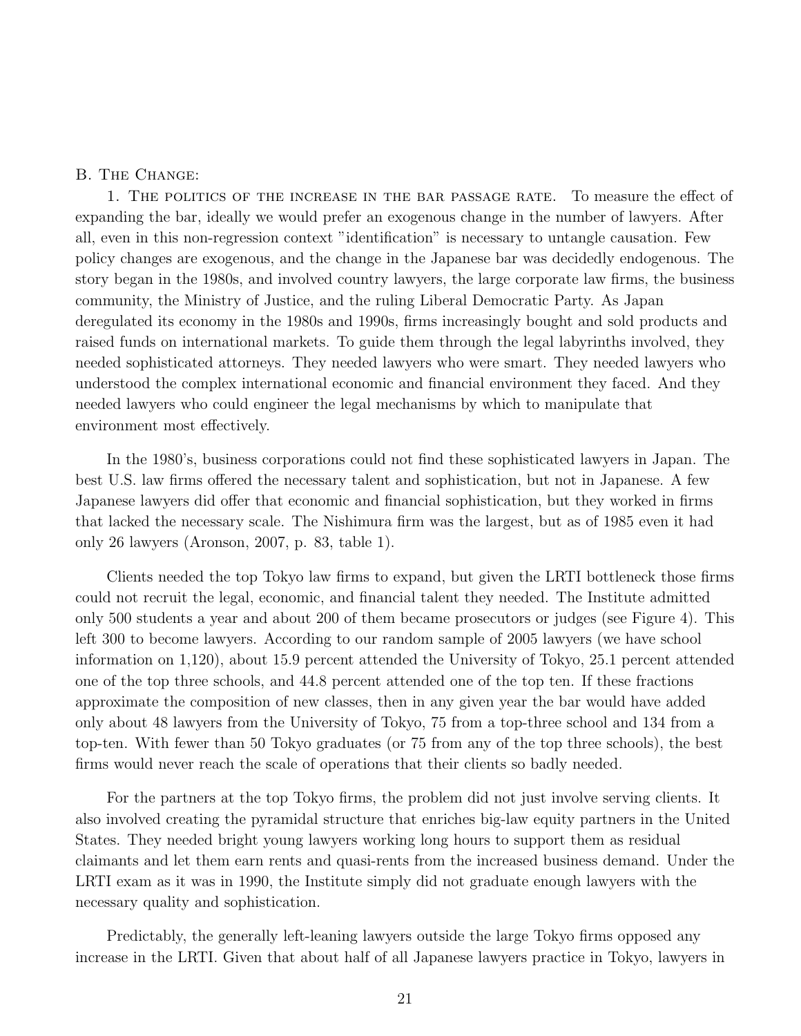B. The Change:

1. The politics of the increase in the bar passage rate. To measure the effect of expanding the bar, ideally we would prefer an exogenous change in the number of lawyers. After all, even in this non-regression context "identification" is necessary to untangle causation. Few policy changes are exogenous, and the change in the Japanese bar was decidedly endogenous. The story began in the 1980s, and involved country lawyers, the large corporate law firms, the business community, the Ministry of Justice, and the ruling Liberal Democratic Party. As Japan deregulated its economy in the 1980s and 1990s, firms increasingly bought and sold products and raised funds on international markets. To guide them through the legal labyrinths involved, they needed sophisticated attorneys. They needed lawyers who were smart. They needed lawyers who understood the complex international economic and financial environment they faced. And they needed lawyers who could engineer the legal mechanisms by which to manipulate that environment most effectively.

In the 1980's, business corporations could not find these sophisticated lawyers in Japan. The best U.S. law firms offered the necessary talent and sophistication, but not in Japanese. A few Japanese lawyers did offer that economic and financial sophistication, but they worked in firms that lacked the necessary scale. The Nishimura firm was the largest, but as of 1985 even it had only 26 lawyers (Aronson, 2007, p. 83, table 1).

Clients needed the top Tokyo law firms to expand, but given the LRTI bottleneck those firms could not recruit the legal, economic, and financial talent they needed. The Institute admitted only 500 students a year and about 200 of them became prosecutors or judges (see Figure 4). This left 300 to become lawyers. According to our random sample of 2005 lawyers (we have school information on 1,120), about 15.9 percent attended the University of Tokyo, 25.1 percent attended one of the top three schools, and 44.8 percent attended one of the top ten. If these fractions approximate the composition of new classes, then in any given year the bar would have added only about 48 lawyers from the University of Tokyo, 75 from a top-three school and 134 from a top-ten. With fewer than 50 Tokyo graduates (or 75 from any of the top three schools), the best firms would never reach the scale of operations that their clients so badly needed.

For the partners at the top Tokyo firms, the problem did not just involve serving clients. It also involved creating the pyramidal structure that enriches big-law equity partners in the United States. They needed bright young lawyers working long hours to support them as residual claimants and let them earn rents and quasi-rents from the increased business demand. Under the LRTI exam as it was in 1990, the Institute simply did not graduate enough lawyers with the necessary quality and sophistication.

Predictably, the generally left-leaning lawyers outside the large Tokyo firms opposed any increase in the LRTI. Given that about half of all Japanese lawyers practice in Tokyo, lawyers in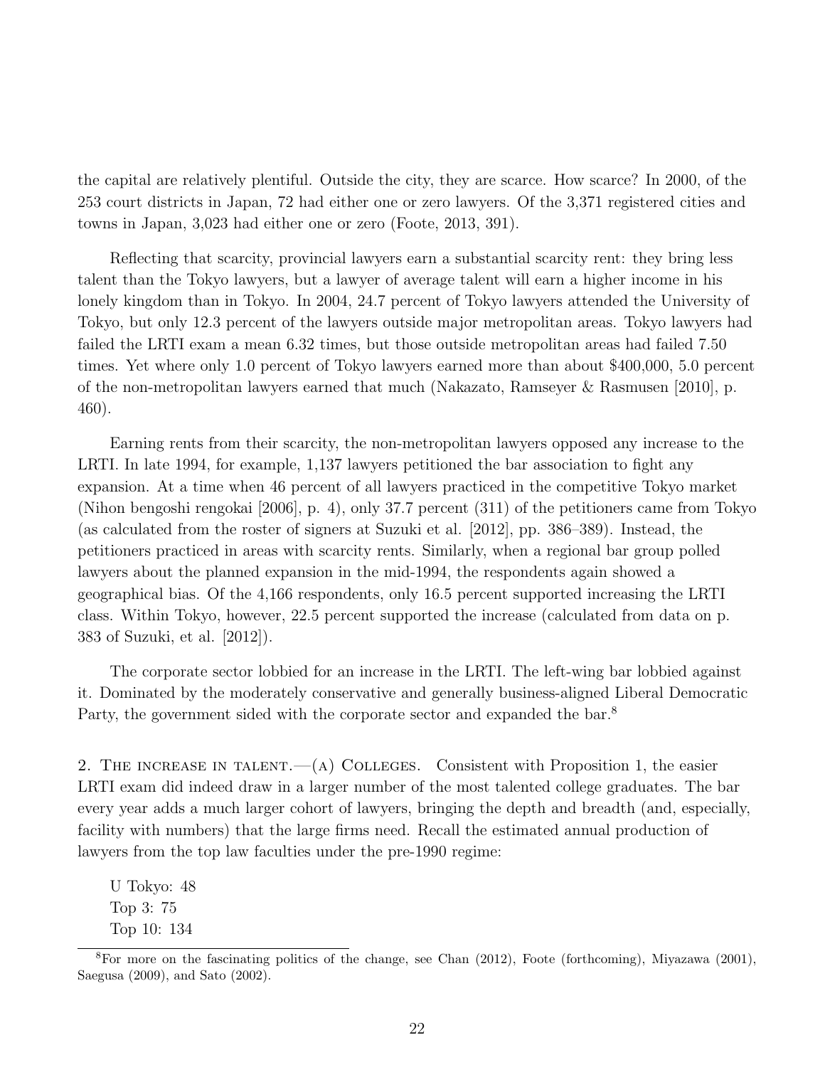the capital are relatively plentiful. Outside the city, they are scarce. How scarce? In 2000, of the 253 court districts in Japan, 72 had either one or zero lawyers. Of the 3,371 registered cities and towns in Japan, 3,023 had either one or zero (Foote, 2013, 391).

Reflecting that scarcity, provincial lawyers earn a substantial scarcity rent: they bring less talent than the Tokyo lawyers, but a lawyer of average talent will earn a higher income in his lonely kingdom than in Tokyo. In 2004, 24.7 percent of Tokyo lawyers attended the University of Tokyo, but only 12.3 percent of the lawyers outside major metropolitan areas. Tokyo lawyers had failed the LRTI exam a mean 6.32 times, but those outside metropolitan areas had failed 7.50 times. Yet where only 1.0 percent of Tokyo lawyers earned more than about $400,000, 5.0 percent of the non-metropolitan lawyers earned that much (Nakazato, Ramseyer & Rasmusen [2010], p. 460).

Earning rents from their scarcity, the non-metropolitan lawyers opposed any increase to the LRTI. In late 1994, for example, 1,137 lawyers petitioned the bar association to fight any expansion. At a time when 46 percent of all lawyers practiced in the competitive Tokyo market (Nihon bengoshi rengokai [2006], p. 4), only 37.7 percent (311) of the petitioners came from Tokyo (as calculated from the roster of signers at Suzuki et al. [2012], pp. 386–389). Instead, the petitioners practiced in areas with scarcity rents. Similarly, when a regional bar group polled lawyers about the planned expansion in the mid-1994, the respondents again showed a geographical bias. Of the 4,166 respondents, only 16.5 percent supported increasing the LRTI class. Within Tokyo, however, 22.5 percent supported the increase (calculated from data on p. 383 of Suzuki, et al. [2012]).

The corporate sector lobbied for an increase in the LRTI. The left-wing bar lobbied against it. Dominated by the moderately conservative and generally business-aligned Liberal Democratic Party, the government sided with the corporate sector and expanded the bar.[8]

2. The increase in talent.—(a) Colleges. Consistent with Proposition 1, the easier LRTI exam did indeed draw in a larger number of the most talented college graduates. The bar every year adds a much larger cohort of lawyers, bringing the depth and breadth (and, especially, facility with numbers) that the large firms need. Recall the estimated annual production of lawyers from the top law faculties under the pre-1990 regime:

U Tokyo: 48
Top 3: 75
Top 10: 134

[8] For more on the fascinating politics of the change, see Chan (2012), Foote (forthcoming), Miyazawa (2001), Saegusa (2009), and Sato (2002).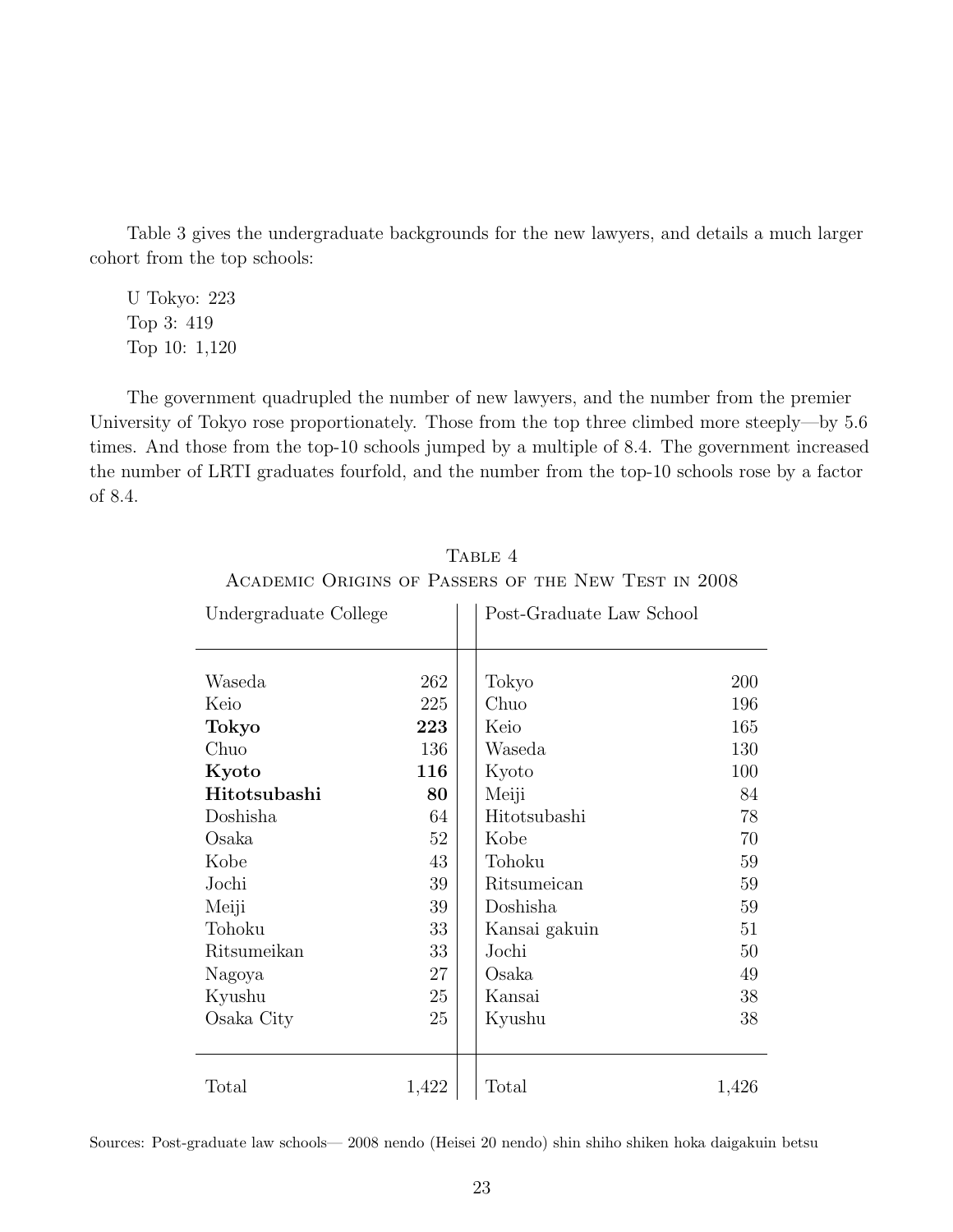Table 3 gives the undergraduate backgrounds for the new lawyers, and details a much larger cohort from the top schools:

U Tokyo: 223
Top 3: 419
Top 10: 1,120

The government quadrupled the number of new lawyers, and the number from the premier University of Tokyo rose proportionately. Those from the top three climbed more steeply—by 5.6 times. And those from the top-10 schools jumped by a multiple of 8.4. The government increased the number of LRTI graduates fourfold, and the number from the top-10 schools rose by a factor of 8.4.

TABLE 4
ACADEMIC ORIGINS OF PASSERS OF THE NEW TEST IN 2008

| Undergraduate College | | Post-Graduate Law School | |
|---|---|---|---|
| Waseda | 262 | Tokyo | 200 |
| Keio | 225 | Chuo | 196 |
| **Tokyo** | **223** | Keio | 165 |
| Chuo | 136 | Waseda | 130 |
| **Kyoto** | **116** | Kyoto | 100 |
| **Hitotsubashi** | **80** | Meiji | 84 |
| Doshisha | 64 | Hitotsubashi | 78 |
| Osaka | 52 | Kobe | 70 |
| Kobe | 43 | Tohoku | 59 |
| Jochi | 39 | Ritsumeican | 59 |
| Meiji | 39 | Doshisha | 59 |
| Tohoku | 33 | Kansai gakuin | 51 |
| Ritsumeikan | 33 | Jochi | 50 |
| Nagoya | 27 | Osaka | 49 |
| Kyushu | 25 | Kansai | 38 |
| Osaka City | 25 | Kyushu | 38 |
| Total | 1,422 | Total | 1,426 |

Sources: Post-graduate law schools— 2008 nendo (Heisei 20 nendo) shin shiho shiken hoka daigakuin betsu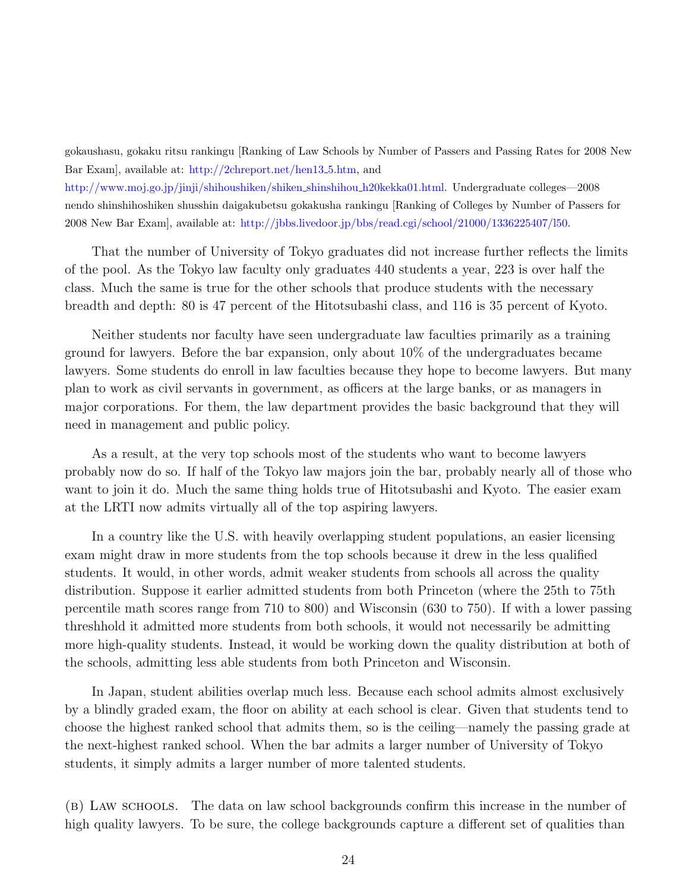gokaushasu, gokaku ritsu rankingu [Ranking of Law Schools by Number of Passers and Passing Rates for 2008 New Bar Exam], available at: http://2chreport.net/hen13_5.htm, and http://www.moj.go.jp/jinji/shihoushiken/shiken_shinshihou_h20kekka01.html. Undergraduate colleges—2008 nendo shinshihoshiken shusshin daigakubetsu gokakusha rankingu [Ranking of Colleges by Number of Passers for 2008 New Bar Exam], available at: http://jbbs.livedoor.jp/bbs/read.cgi/school/21000/1336225407/l50.

That the number of University of Tokyo graduates did not increase further reflects the limits of the pool. As the Tokyo law faculty only graduates 440 students a year, 223 is over half the class. Much the same is true for the other schools that produce students with the necessary breadth and depth: 80 is 47 percent of the Hitotsubashi class, and 116 is 35 percent of Kyoto.

Neither students nor faculty have seen undergraduate law faculties primarily as a training ground for lawyers. Before the bar expansion, only about 10% of the undergraduates became lawyers. Some students do enroll in law faculties because they hope to become lawyers. But many plan to work as civil servants in government, as officers at the large banks, or as managers in major corporations. For them, the law department provides the basic background that they will need in management and public policy.

As a result, at the very top schools most of the students who want to become lawyers probably now do so. If half of the Tokyo law majors join the bar, probably nearly all of those who want to join it do. Much the same thing holds true of Hitotsubashi and Kyoto. The easier exam at the LRTI now admits virtually all of the top aspiring lawyers.

In a country like the U.S. with heavily overlapping student populations, an easier licensing exam might draw in more students from the top schools because it drew in the less qualified students. It would, in other words, admit weaker students from schools all across the quality distribution. Suppose it earlier admitted students from both Princeton (where the 25th to 75th percentile math scores range from 710 to 800) and Wisconsin (630 to 750). If with a lower passing threshhold it admitted more students from both schools, it would not necessarily be admitting more high-quality students. Instead, it would be working down the quality distribution at both of the schools, admitting less able students from both Princeton and Wisconsin.

In Japan, student abilities overlap much less. Because each school admits almost exclusively by a blindly graded exam, the floor on ability at each school is clear. Given that students tend to choose the highest ranked school that admits them, so is the ceiling—namely the passing grade at the next-highest ranked school. When the bar admits a larger number of University of Tokyo students, it simply admits a larger number of more talented students.

(b) Law schools. The data on law school backgrounds confirm this increase in the number of high quality lawyers. To be sure, the college backgrounds capture a different set of qualities than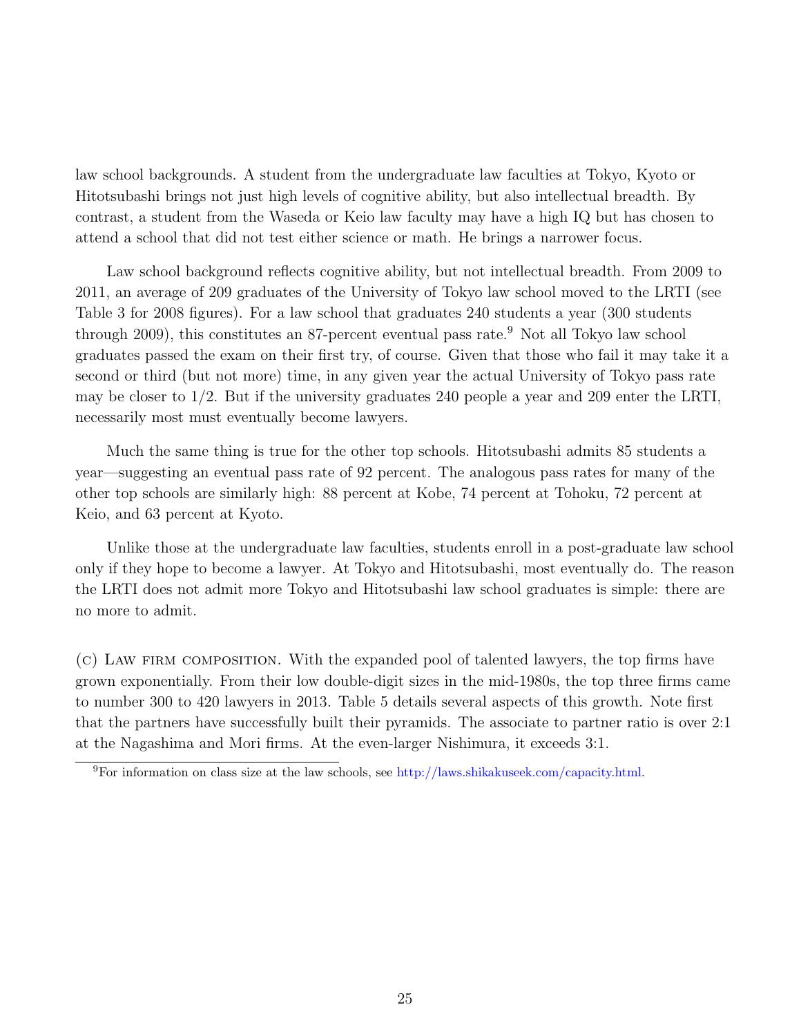law school backgrounds. A student from the undergraduate law faculties at Tokyo, Kyoto or Hitotsubashi brings not just high levels of cognitive ability, but also intellectual breadth. By contrast, a student from the Waseda or Keio law faculty may have a high IQ but has chosen to attend a school that did not test either science or math. He brings a narrower focus.

Law school background reflects cognitive ability, but not intellectual breadth. From 2009 to 2011, an average of 209 graduates of the University of Tokyo law school moved to the LRTI (see Table 3 for 2008 figures). For a law school that graduates 240 students a year (300 students through 2009), this constitutes an 87-percent eventual pass rate.[9] Not all Tokyo law school graduates passed the exam on their first try, of course. Given that those who fail it may take it a second or third (but not more) time, in any given year the actual University of Tokyo pass rate may be closer to 1/2. But if the university graduates 240 people a year and 209 enter the LRTI, necessarily most must eventually become lawyers.

Much the same thing is true for the other top schools. Hitotsubashi admits 85 students a year—suggesting an eventual pass rate of 92 percent. The analogous pass rates for many of the other top schools are similarly high: 88 percent at Kobe, 74 percent at Tohoku, 72 percent at Keio, and 63 percent at Kyoto.

Unlike those at the undergraduate law faculties, students enroll in a post-graduate law school only if they hope to become a lawyer. At Tokyo and Hitotsubashi, most eventually do. The reason the LRTI does not admit more Tokyo and Hitotsubashi law school graduates is simple: there are no more to admit.

(c) Law firm composition. With the expanded pool of talented lawyers, the top firms have grown exponentially. From their low double-digit sizes in the mid-1980s, the top three firms came to number 300 to 420 lawyers in 2013. Table 5 details several aspects of this growth. Note first that the partners have successfully built their pyramids. The associate to partner ratio is over 2:1 at the Nagashima and Mori firms. At the even-larger Nishimura, it exceeds 3:1.

[9] For information on class size at the law schools, see http://laws.shikakuseek.com/capacity.html.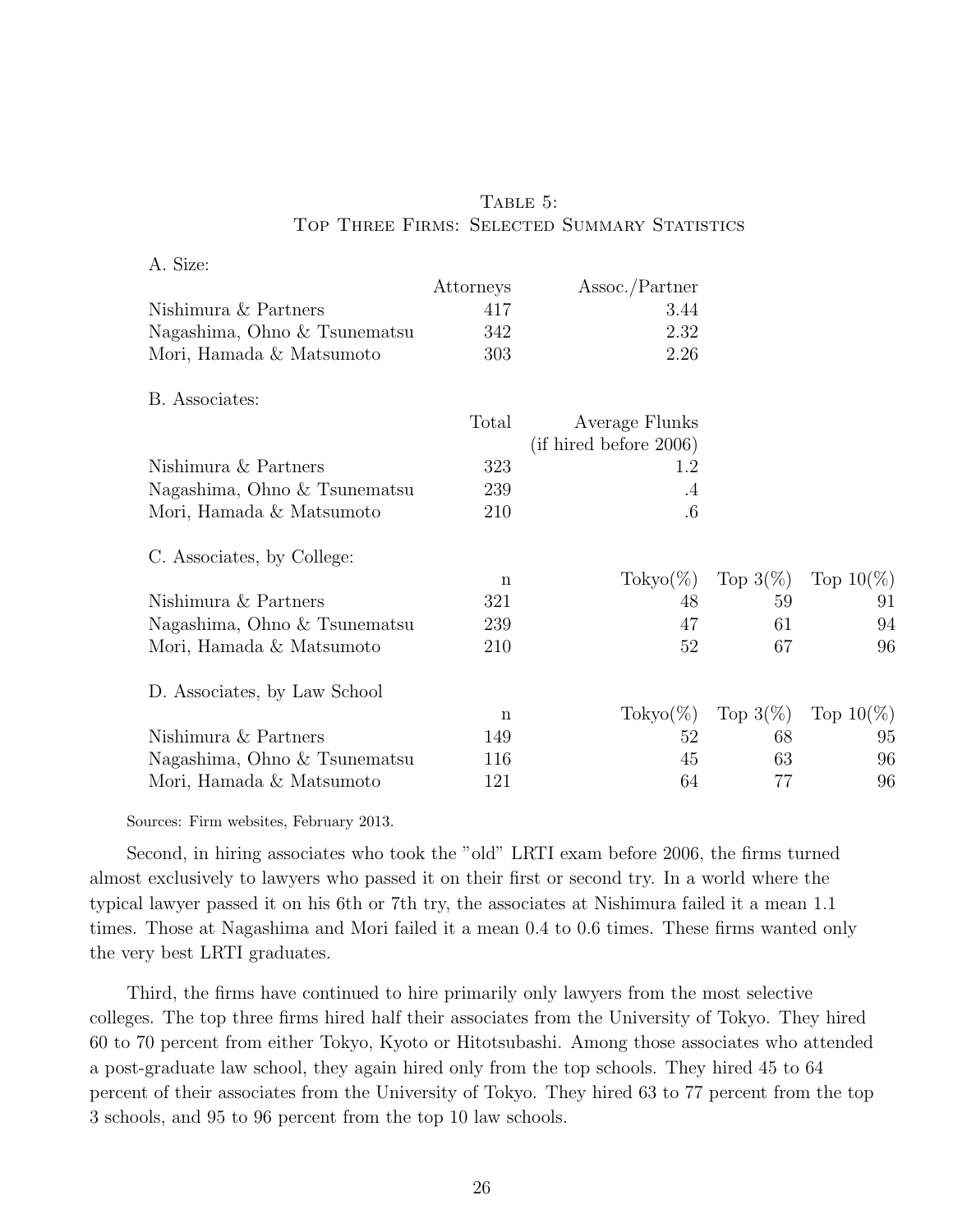Table 5:
Top Three Firms: Selected Summary Statistics

| A. Size: | Attorneys | Assoc./Partner | | |
|---|---|---|---|---|
| Nishimura & Partners | 417 | 3.44 | | |
| Nagashima, Ohno & Tsunematsu | 342 | 2.32 | | |
| Mori, Hamada & Matsumoto | 303 | 2.26 | | |
| **B. Associates:** | Total | Average Flunks (if hired before 2006) | | |
| Nishimura & Partners | 323 | 1.2 | | |
| Nagashima, Ohno & Tsunematsu | 239 | .4 | | |
| Mori, Hamada & Matsumoto | 210 | .6 | | |
| **C. Associates, by College:** | n | Tokyo(%) | Top 3(%) | Top 10(%) |
| Nishimura & Partners | 321 | 48 | 59 | 91 |
| Nagashima, Ohno & Tsunematsu | 239 | 47 | 61 | 94 |
| Mori, Hamada & Matsumoto | 210 | 52 | 67 | 96 |
| **D. Associates, by Law School** | n | Tokyo(%) | Top 3(%) | Top 10(%) |
| Nishimura & Partners | 149 | 52 | 68 | 95 |
| Nagashima, Ohno & Tsunematsu | 116 | 45 | 63 | 96 |
| Mori, Hamada & Matsumoto | 121 | 64 | 77 | 96 |

Sources: Firm websites, February 2013.

Second, in hiring associates who took the "old" LRTI exam before 2006, the firms turned almost exclusively to lawyers who passed it on their first or second try. In a world where the typical lawyer passed it on his 6th or 7th try, the associates at Nishimura failed it a mean 1.1 times. Those at Nagashima and Mori failed it a mean 0.4 to 0.6 times. These firms wanted only the very best LRTI graduates.

Third, the firms have continued to hire primarily only lawyers from the most selective colleges. The top three firms hired half their associates from the University of Tokyo. They hired 60 to 70 percent from either Tokyo, Kyoto or Hitotsubashi. Among those associates who attended a post-graduate law school, they again hired only from the top schools. They hired 45 to 64 percent of their associates from the University of Tokyo. They hired 63 to 77 percent from the top 3 schools, and 95 to 96 percent from the top 10 law schools.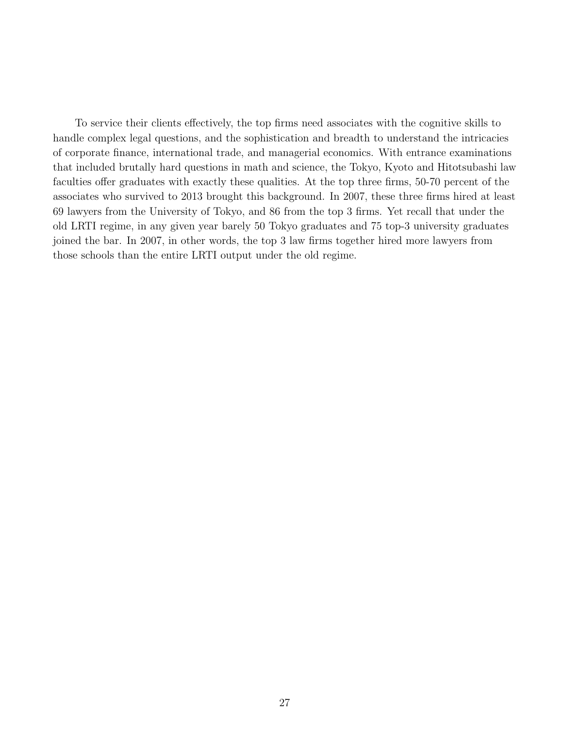To service their clients effectively, the top firms need associates with the cognitive skills to handle complex legal questions, and the sophistication and breadth to understand the intricacies of corporate finance, international trade, and managerial economics. With entrance examinations that included brutally hard questions in math and science, the Tokyo, Kyoto and Hitotsubashi law faculties offer graduates with exactly these qualities. At the top three firms, 50-70 percent of the associates who survived to 2013 brought this background. In 2007, these three firms hired at least 69 lawyers from the University of Tokyo, and 86 from the top 3 firms. Yet recall that under the old LRTI regime, in any given year barely 50 Tokyo graduates and 75 top-3 university graduates joined the bar. In 2007, in other words, the top 3 law firms together hired more lawyers from those schools than the entire LRTI output under the old regime.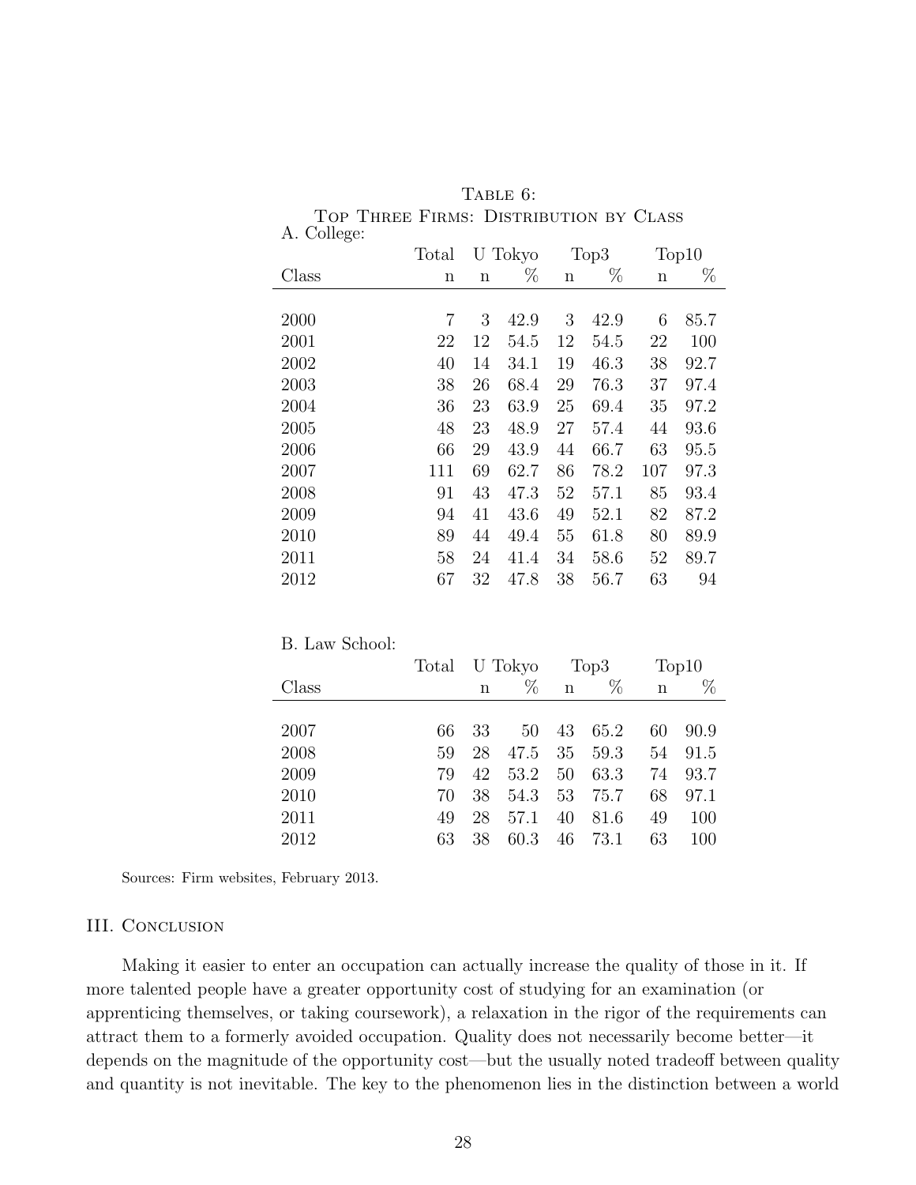Table 6:
Top Three Firms: Distribution by Class

A. College:

| | Total | U Tokyo | | Top3 | | Top10 | |
|---|---|---|---|---|---|---|---|
| Class | n | n | % | n | % | n | % |
| 2000 | 7 | 3 | 42.9 | 3 | 42.9 | 6 | 85.7 |
| 2001 | 22 | 12 | 54.5 | 12 | 54.5 | 22 | 100 |
| 2002 | 40 | 14 | 34.1 | 19 | 46.3 | 38 | 92.7 |
| 2003 | 38 | 26 | 68.4 | 29 | 76.3 | 37 | 97.4 |
| 2004 | 36 | 23 | 63.9 | 25 | 69.4 | 35 | 97.2 |
| 2005 | 48 | 23 | 48.9 | 27 | 57.4 | 44 | 93.6 |
| 2006 | 66 | 29 | 43.9 | 44 | 66.7 | 63 | 95.5 |
| 2007 | 111 | 69 | 62.7 | 86 | 78.2 | 107 | 97.3 |
| 2008 | 91 | 43 | 47.3 | 52 | 57.1 | 85 | 93.4 |
| 2009 | 94 | 41 | 43.6 | 49 | 52.1 | 82 | 87.2 |
| 2010 | 89 | 44 | 49.4 | 55 | 61.8 | 80 | 89.9 |
| 2011 | 58 | 24 | 41.4 | 34 | 58.6 | 52 | 89.7 |
| 2012 | 67 | 32 | 47.8 | 38 | 56.7 | 63 | 94 |

B. Law School:

| | Total | U Tokyo | | Top3 | | Top10 | |
|---|---|---|---|---|---|---|---|
| Class | | n | % | n | % | n | % |
| 2007 | 66 | 33 | 50 | 43 | 65.2 | 60 | 90.9 |
| 2008 | 59 | 28 | 47.5 | 35 | 59.3 | 54 | 91.5 |
| 2009 | 79 | 42 | 53.2 | 50 | 63.3 | 74 | 93.7 |
| 2010 | 70 | 38 | 54.3 | 53 | 75.7 | 68 | 97.1 |
| 2011 | 49 | 28 | 57.1 | 40 | 81.6 | 49 | 100 |
| 2012 | 63 | 38 | 60.3 | 46 | 73.1 | 63 | 100 |

Sources: Firm websites, February 2013.

## III. Conclusion

Making it easier to enter an occupation can actually increase the quality of those in it. If more talented people have a greater opportunity cost of studying for an examination (or apprenticing themselves, or taking coursework), a relaxation in the rigor of the requirements can attract them to a formerly avoided occupation. Quality does not necessarily become better—it depends on the magnitude of the opportunity cost—but the usually noted tradeoff between quality and quantity is not inevitable. The key to the phenomenon lies in the distinction between a world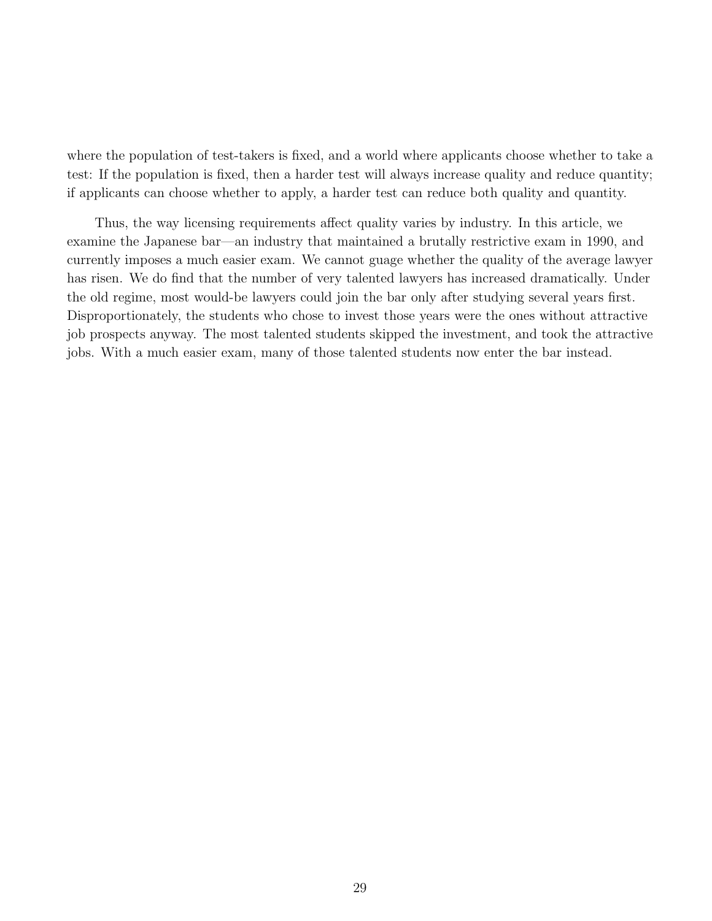where the population of test-takers is fixed, and a world where applicants choose whether to take a test: If the population is fixed, then a harder test will always increase quality and reduce quantity; if applicants can choose whether to apply, a harder test can reduce both quality and quantity.

Thus, the way licensing requirements affect quality varies by industry. In this article, we examine the Japanese bar—an industry that maintained a brutally restrictive exam in 1990, and currently imposes a much easier exam. We cannot guage whether the quality of the average lawyer has risen. We do find that the number of very talented lawyers has increased dramatically. Under the old regime, most would-be lawyers could join the bar only after studying several years first. Disproportionately, the students who chose to invest those years were the ones without attractive job prospects anyway. The most talented students skipped the investment, and took the attractive jobs. With a much easier exam, many of those talented students now enter the bar instead.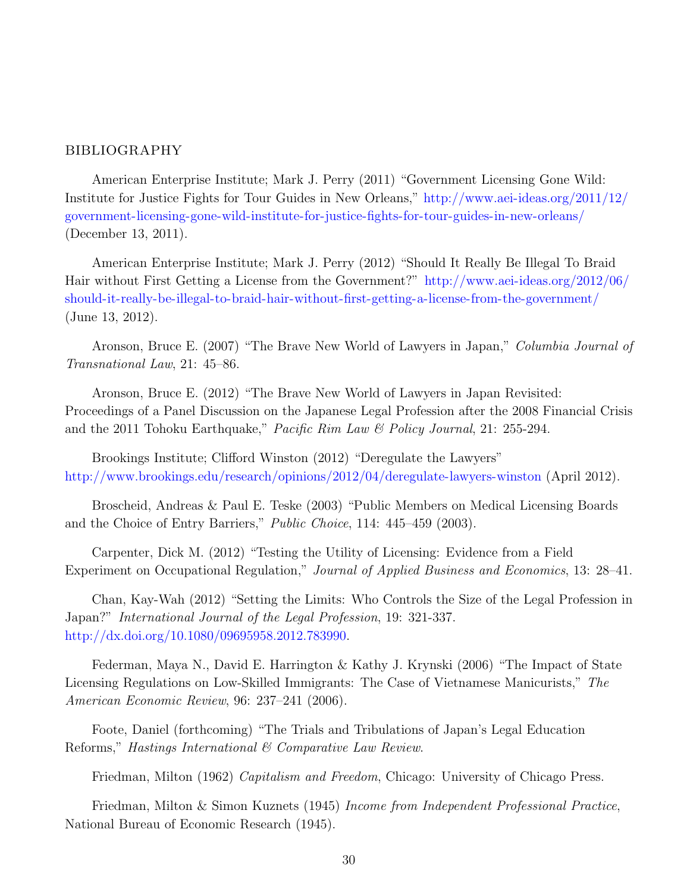BIBLIOGRAPHY

American Enterprise Institute; Mark J. Perry (2011) "Government Licensing Gone Wild: Institute for Justice Fights for Tour Guides in New Orleans," http://www.aei-ideas.org/2011/12/government-licensing-gone-wild-institute-for-justice-fights-for-tour-guides-in-new-orleans/ (December 13, 2011).

American Enterprise Institute; Mark J. Perry (2012) "Should It Really Be Illegal To Braid Hair without First Getting a License from the Government?" http://www.aei-ideas.org/2012/06/should-it-really-be-illegal-to-braid-hair-without-first-getting-a-license-from-the-government/ (June 13, 2012).

Aronson, Bruce E. (2007) "The Brave New World of Lawyers in Japan," *Columbia Journal of Transnational Law*, 21: 45–86.

Aronson, Bruce E. (2012) "The Brave New World of Lawyers in Japan Revisited: Proceedings of a Panel Discussion on the Japanese Legal Profession after the 2008 Financial Crisis and the 2011 Tohoku Earthquake," *Pacific Rim Law & Policy Journal*, 21: 255-294.

Brookings Institute; Clifford Winston (2012) "Deregulate the Lawyers" http://www.brookings.edu/research/opinions/2012/04/deregulate-lawyers-winston (April 2012).

Broscheid, Andreas & Paul E. Teske (2003) "Public Members on Medical Licensing Boards and the Choice of Entry Barriers," *Public Choice*, 114: 445–459 (2003).

Carpenter, Dick M. (2012) "Testing the Utility of Licensing: Evidence from a Field Experiment on Occupational Regulation," *Journal of Applied Business and Economics*, 13: 28–41.

Chan, Kay-Wah (2012) "Setting the Limits: Who Controls the Size of the Legal Profession in Japan?" *International Journal of the Legal Profession*, 19: 321-337. http://dx.doi.org/10.1080/09695958.2012.783990.

Federman, Maya N., David E. Harrington & Kathy J. Krynski (2006) "The Impact of State Licensing Regulations on Low-Skilled Immigrants: The Case of Vietnamese Manicurists," *The American Economic Review*, 96: 237–241 (2006).

Foote, Daniel (forthcoming) "The Trials and Tribulations of Japan's Legal Education Reforms," *Hastings International & Comparative Law Review*.

Friedman, Milton (1962) *Capitalism and Freedom*, Chicago: University of Chicago Press.

Friedman, Milton & Simon Kuznets (1945) *Income from Independent Professional Practice*, National Bureau of Economic Research (1945).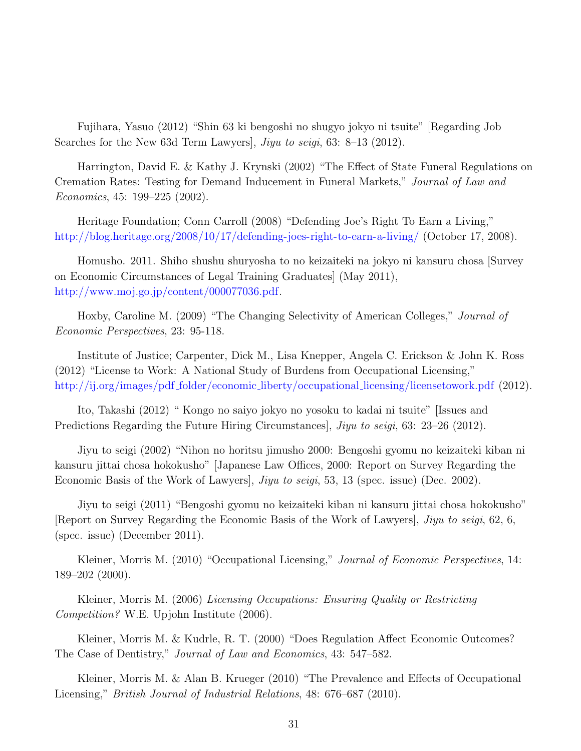Fujihara, Yasuo (2012) "Shin 63 ki bengoshi no shugyo jokyo ni tsuite" [Regarding Job Searches for the New 63d Term Lawyers], *Jiyu to seigi*, 63: 8–13 (2012).

Harrington, David E. & Kathy J. Krynski (2002) "The Effect of State Funeral Regulations on Cremation Rates: Testing for Demand Inducement in Funeral Markets," *Journal of Law and Economics*, 45: 199–225 (2002).

Heritage Foundation; Conn Carroll (2008) "Defending Joe's Right To Earn a Living," http://blog.heritage.org/2008/10/17/defending-joes-right-to-earn-a-living/ (October 17, 2008).

Homusho. 2011. Shiho shushu shuryosha to no keizaiteki na jokyo ni kansuru chosa [Survey on Economic Circumstances of Legal Training Graduates] (May 2011), http://www.moj.go.jp/content/000077036.pdf.

Hoxby, Caroline M. (2009) "The Changing Selectivity of American Colleges," *Journal of Economic Perspectives*, 23: 95-118.

Institute of Justice; Carpenter, Dick M., Lisa Knepper, Angela C. Erickson & John K. Ross (2012) "License to Work: A National Study of Burdens from Occupational Licensing," http://ij.org/images/pdf_folder/economic_liberty/occupational_licensing/licensetowork.pdf (2012).

Ito, Takashi (2012) " Kongo no saiyo jokyo no yosoku to kadai ni tsuite" [Issues and Predictions Regarding the Future Hiring Circumstances], *Jiyu to seigi*, 63: 23–26 (2012).

Jiyu to seigi (2002) "Nihon no horitsu jimusho 2000: Bengoshi gyomu no keizaiteki kiban ni kansuru jittai chosa hokokusho" [Japanese Law Offices, 2000: Report on Survey Regarding the Economic Basis of the Work of Lawyers], *Jiyu to seigi*, 53, 13 (spec. issue) (Dec. 2002).

Jiyu to seigi (2011) "Bengoshi gyomu no keizaiteki kiban ni kansuru jittai chosa hokokusho" [Report on Survey Regarding the Economic Basis of the Work of Lawyers], *Jiyu to seigi*, 62, 6, (spec. issue) (December 2011).

Kleiner, Morris M. (2010) "Occupational Licensing," *Journal of Economic Perspectives*, 14: 189–202 (2000).

Kleiner, Morris M. (2006) *Licensing Occupations: Ensuring Quality or Restricting Competition?* W.E. Upjohn Institute (2006).

Kleiner, Morris M. & Kudrle, R. T. (2000) "Does Regulation Affect Economic Outcomes? The Case of Dentistry," *Journal of Law and Economics*, 43: 547–582.

Kleiner, Morris M. & Alan B. Krueger (2010) "The Prevalence and Effects of Occupational Licensing," *British Journal of Industrial Relations*, 48: 676–687 (2010).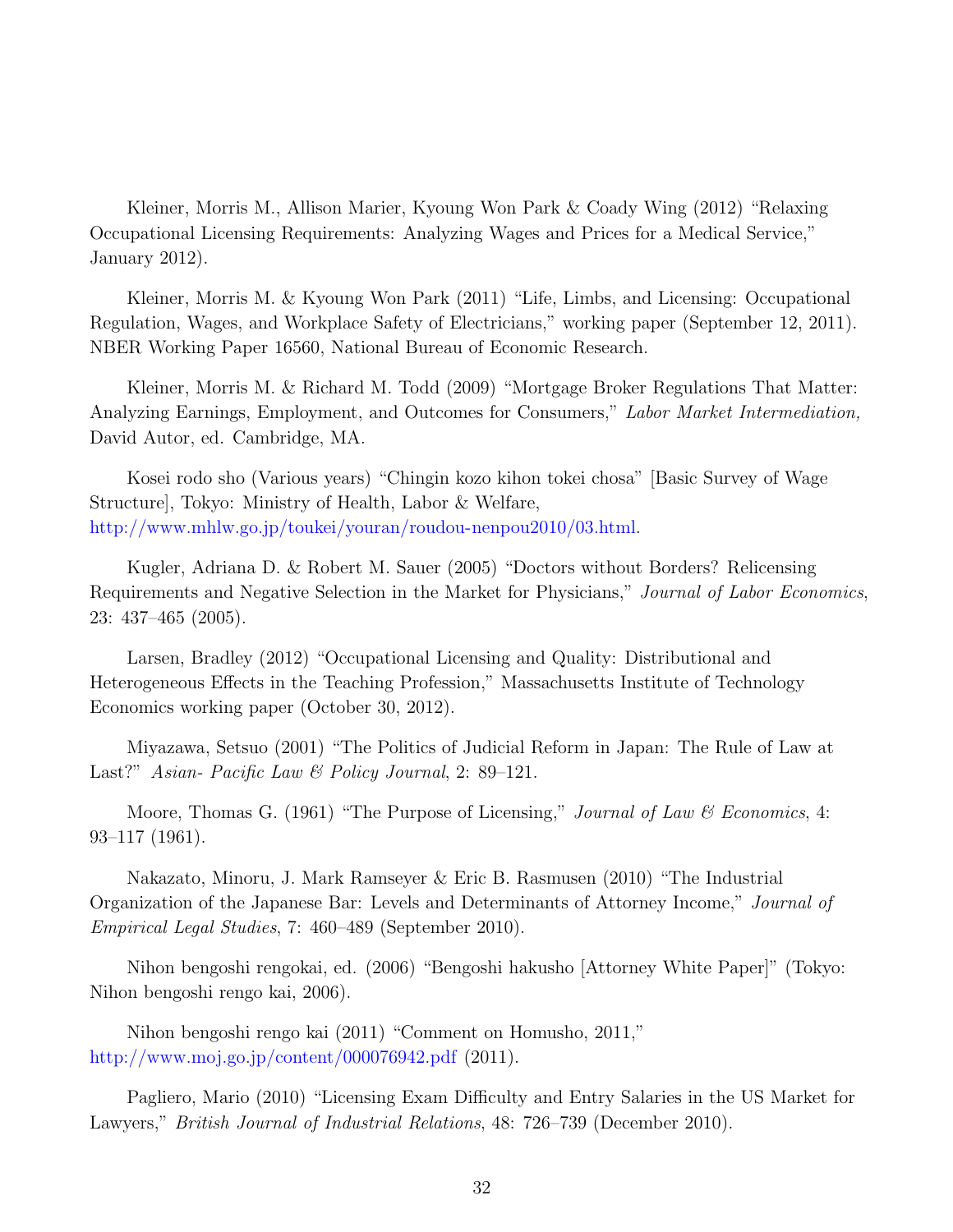Kleiner, Morris M., Allison Marier, Kyoung Won Park & Coady Wing (2012) "Relaxing Occupational Licensing Requirements: Analyzing Wages and Prices for a Medical Service," January 2012).

Kleiner, Morris M. & Kyoung Won Park (2011) "Life, Limbs, and Licensing: Occupational Regulation, Wages, and Workplace Safety of Electricians," working paper (September 12, 2011). NBER Working Paper 16560, National Bureau of Economic Research.

Kleiner, Morris M. & Richard M. Todd (2009) "Mortgage Broker Regulations That Matter: Analyzing Earnings, Employment, and Outcomes for Consumers," *Labor Market Intermediation,* David Autor, ed. Cambridge, MA.

Kosei rodo sho (Various years) "Chingin kozo kihon tokei chosa" [Basic Survey of Wage Structure], Tokyo: Ministry of Health, Labor & Welfare, http://www.mhlw.go.jp/toukei/youran/roudou-nenpou2010/03.html.

Kugler, Adriana D. & Robert M. Sauer (2005) "Doctors without Borders? Relicensing Requirements and Negative Selection in the Market for Physicians," *Journal of Labor Economics*, 23: 437–465 (2005).

Larsen, Bradley (2012) "Occupational Licensing and Quality: Distributional and Heterogeneous Effects in the Teaching Profession," Massachusetts Institute of Technology Economics working paper (October 30, 2012).

Miyazawa, Setsuo (2001) "The Politics of Judicial Reform in Japan: The Rule of Law at Last?" *Asian- Pacific Law & Policy Journal*, 2: 89–121.

Moore, Thomas G. (1961) "The Purpose of Licensing," *Journal of Law & Economics*, 4: 93–117 (1961).

Nakazato, Minoru, J. Mark Ramseyer & Eric B. Rasmusen (2010) "The Industrial Organization of the Japanese Bar: Levels and Determinants of Attorney Income," *Journal of Empirical Legal Studies*, 7: 460–489 (September 2010).

Nihon bengoshi rengokai, ed. (2006) "Bengoshi hakusho [Attorney White Paper]" (Tokyo: Nihon bengoshi rengo kai, 2006).

Nihon bengoshi rengo kai (2011) "Comment on Homusho, 2011," http://www.moj.go.jp/content/000076942.pdf (2011).

Pagliero, Mario (2010) "Licensing Exam Difficulty and Entry Salaries in the US Market for Lawyers," *British Journal of Industrial Relations*, 48: 726–739 (December 2010).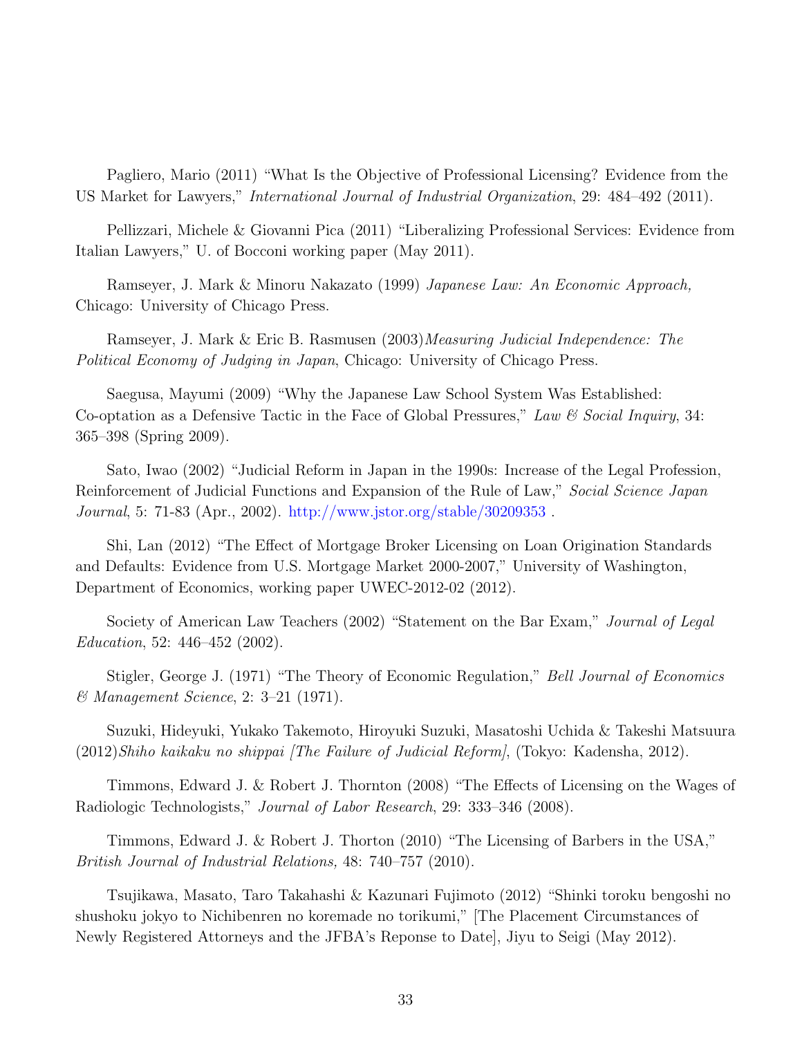Pagliero, Mario (2011) "What Is the Objective of Professional Licensing? Evidence from the US Market for Lawyers," *International Journal of Industrial Organization*, 29: 484–492 (2011).

Pellizzari, Michele & Giovanni Pica (2011) "Liberalizing Professional Services: Evidence from Italian Lawyers," U. of Bocconi working paper (May 2011).

Ramseyer, J. Mark & Minoru Nakazato (1999) *Japanese Law: An Economic Approach,* Chicago: University of Chicago Press.

Ramseyer, J. Mark & Eric B. Rasmusen (2003)*Measuring Judicial Independence: The Political Economy of Judging in Japan*, Chicago: University of Chicago Press.

Saegusa, Mayumi (2009) "Why the Japanese Law School System Was Established: Co-optation as a Defensive Tactic in the Face of Global Pressures," *Law & Social Inquiry*, 34: 365–398 (Spring 2009).

Sato, Iwao (2002) "Judicial Reform in Japan in the 1990s: Increase of the Legal Profession, Reinforcement of Judicial Functions and Expansion of the Rule of Law," *Social Science Japan Journal*, 5: 71-83 (Apr., 2002). http://www.jstor.org/stable/30209353 .

Shi, Lan (2012) "The Effect of Mortgage Broker Licensing on Loan Origination Standards and Defaults: Evidence from U.S. Mortgage Market 2000-2007," University of Washington, Department of Economics, working paper UWEC-2012-02 (2012).

Society of American Law Teachers (2002) "Statement on the Bar Exam," *Journal of Legal Education*, 52: 446–452 (2002).

Stigler, George J. (1971) "The Theory of Economic Regulation," *Bell Journal of Economics & Management Science*, 2: 3–21 (1971).

Suzuki, Hideyuki, Yukako Takemoto, Hiroyuki Suzuki, Masatoshi Uchida & Takeshi Matsuura (2012)*Shiho kaikaku no shippai [The Failure of Judicial Reform]*, (Tokyo: Kadensha, 2012).

Timmons, Edward J. & Robert J. Thornton (2008) "The Effects of Licensing on the Wages of Radiologic Technologists," *Journal of Labor Research*, 29: 333–346 (2008).

Timmons, Edward J. & Robert J. Thorton (2010) "The Licensing of Barbers in the USA," *British Journal of Industrial Relations,* 48: 740–757 (2010).

Tsujikawa, Masato, Taro Takahashi & Kazunari Fujimoto (2012) "Shinki toroku bengoshi no shushoku jokyo to Nichibenren no koremade no torikumi," [The Placement Circumstances of Newly Registered Attorneys and the JFBA's Reponse to Date], Jiyu to Seigi (May 2012).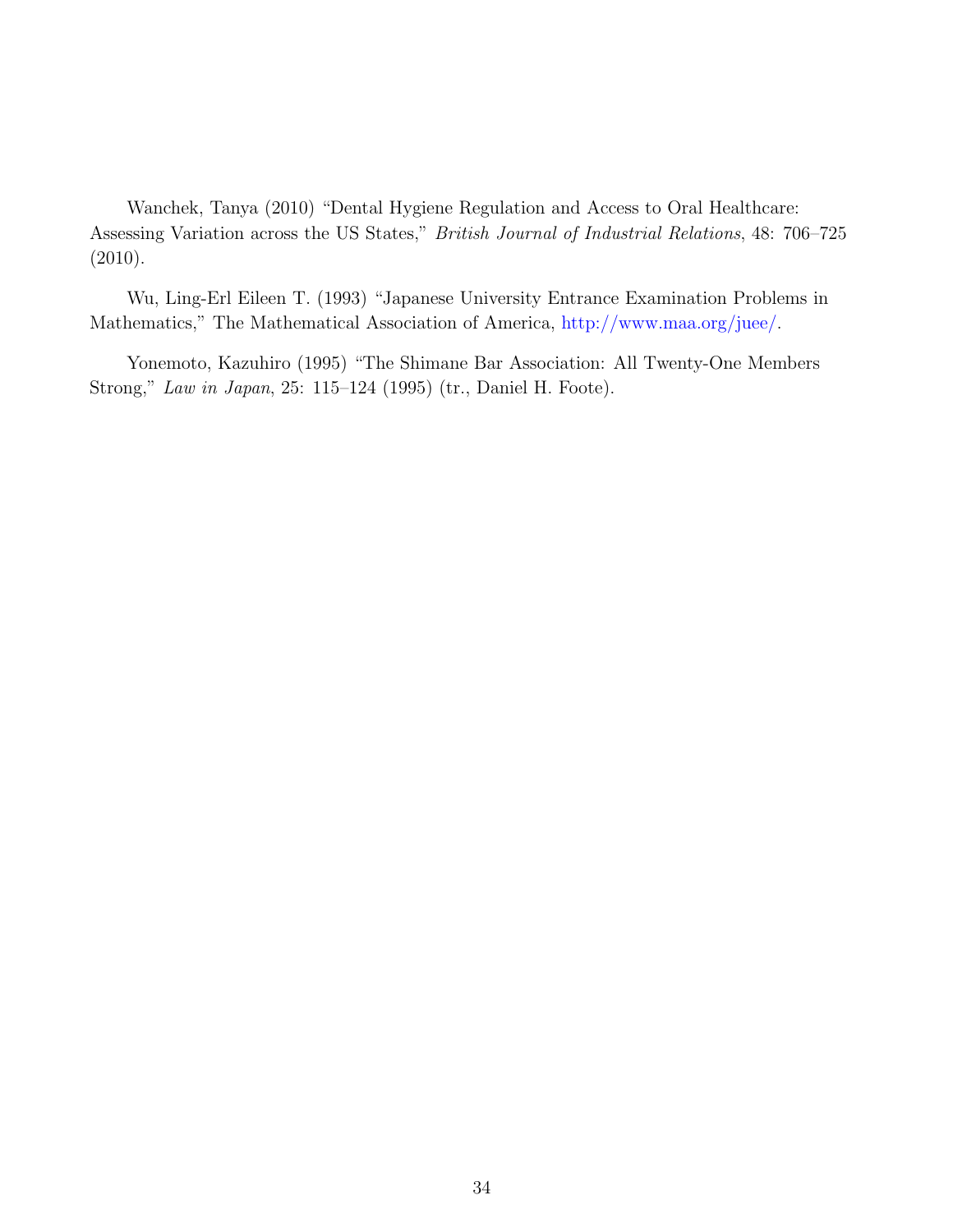Wanchek, Tanya (2010) "Dental Hygiene Regulation and Access to Oral Healthcare: Assessing Variation across the US States," *British Journal of Industrial Relations*, 48: 706–725 (2010).

Wu, Ling-Erl Eileen T. (1993) "Japanese University Entrance Examination Problems in Mathematics," The Mathematical Association of America, http://www.maa.org/juee/.

Yonemoto, Kazuhiro (1995) "The Shimane Bar Association: All Twenty-One Members Strong," *Law in Japan*, 25: 115–124 (1995) (tr., Daniel H. Foote).